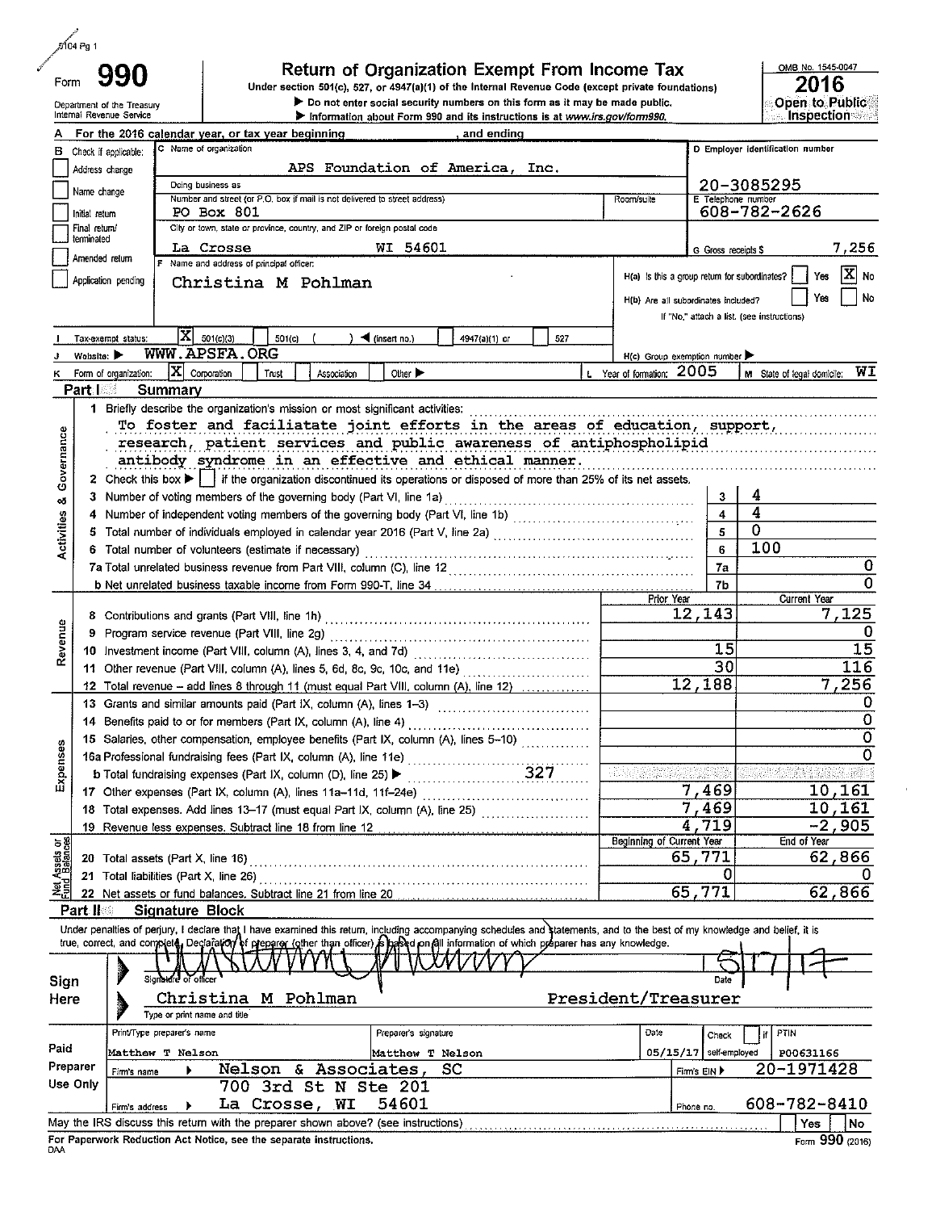5104 Pg 1

# Form 990

## Return of Organization Exempt From Income Tax

Under section 501(c), 527, or 4947(a)(1) of the Internal Revenue Code (except private foundations)

▶ Do not enter social security numbers on this form as it may be made public.

▶ Information about Form 990 and its instructions is at www.irs.gov/form990.

OMB No. 1545-0047

**2016**

**Open to Public Inspection**

Department of the Treasury
Internal Revenue Service

**A** For the 2016 calendar year, or tax year beginning , and ending

**B** Check if applicable: Address change, Name change, Initial return, Final return/terminated, Amended return, Application pending

**C** Name of organization: APS Foundation of America, Inc.

Doing business as

Number and street (or P.O. box if mail is not delivered to street address): PO Box 801

City or town, state or province, country, and ZIP or foreign postal code: La Crosse WI 54601

**D** Employer identification number: 20-3085295

**E** Telephone number: 608-782-2626

**G** Gross receipts $ 7,256

**F** Name and address of principal officer: Christina M Pohlman

H(a) Is this a group return for subordinates? Yes [ ] No [X]

H(b) Are all subordinates included? Yes [ ] No [ ]

If "No," attach a list. (see instructions)

**I** Tax-exempt status: [X] 501(c)(3) [ ] 501(c) ( ) ◀ (insert no.) [ ] 4947(a)(1) or [ ] 527

**J** Website: ▶ WWW.APSFA.ORG

H(c) Group exemption number ▶

**K** Form of organization: [X] Corporation [ ] Trust [ ] Association [ ] Other ▶

**L** Year of formation: 2005

**M** State of legal domicile: WI

## Part I Summary

### Activities & Governance

1 Briefly describe the organization's mission or most significant activities:
To foster and faciliatate joint efforts in the areas of education, support, research, patient services and public awareness of antiphospholipid antibody syndrome in an effective and ethical manner.

2 Check this box ▶ [ ] if the organization discontinued its operations or disposed of more than 25% of its net assets.

| | | Line | Value |
|---|---|---|---|
| 3 | Number of voting members of the governing body (Part VI, line 1a) | 3 | 4 |
| 4 | Number of independent voting members of the governing body (Part VI, line 1b) | 4 | 4 |
| 5 | Total number of individuals employed in calendar year 2016 (Part V, line 2a) | 5 | 0 |
| 6 | Total number of volunteers (estimate if necessary) | 6 | 100 |
| 7a | Total unrelated business revenue from Part VIII, column (C), line 12 | 7a | 0 |
| b | Net unrelated business taxable income from Form 990-T, line 34 | 7b | 0 |

### Revenue

| | | Prior Year | Current Year |
|---|---|---|---|
| 8 | Contributions and grants (Part VIII, line 1h) | 12,143 | 7,125 |
| 9 | Program service revenue (Part VIII, line 2g) | | 0 |
| 10 | Investment income (Part VIII, column (A), lines 3, 4, and 7d) | 15 | 15 |
| 11 | Other revenue (Part VIII, column (A), lines 5, 6d, 8c, 9c, 10c, and 11e) | 30 | 116 |
| 12 | Total revenue – add lines 8 through 11 (must equal Part VIII, column (A), line 12) | 12,188 | 7,256 |

### Expenses

| | | Prior Year | Current Year |
|---|---|---|---|
| 13 | Grants and similar amounts paid (Part IX, column (A), lines 1–3) | | 0 |
| 14 | Benefits paid to or for members (Part IX, column (A), line 4) | | 0 |
| 15 | Salaries, other compensation, employee benefits (Part IX, column (A), lines 5–10) | | 0 |
| 16a | Professional fundraising fees (Part IX, column (A), line 11e) | | 0 |
| b | Total fundraising expenses (Part IX, column (D), line 25) ▶ 327 | | |
| 17 | Other expenses (Part IX, column (A), lines 11a–11d, 11f–24e) | 7,469 | 10,161 |
| 18 | Total expenses. Add lines 13–17 (must equal Part IX, column (A), line 25) | 7,469 | 10,161 |
| 19 | Revenue less expenses. Subtract line 18 from line 12 | 4,719 | -2,905 |

### Net Assets or Fund Balances

| | | Beginning of Current Year | End of Year |
|---|---|---|---|
| 20 | Total assets (Part X, line 16) | 65,771 | 62,866 |
| 21 | Total liabilities (Part X, line 26) | 0 | 0 |
| 22 | Net assets or fund balances. Subtract line 21 from line 20 | 65,771 | 62,866 |

## Part II Signature Block

Under penalties of perjury, I declare that I have examined this return, including accompanying schedules and statements, and to the best of my knowledge and belief, it is true, correct, and complete. Declaration of preparer (other than officer) is based on all information of which preparer has any knowledge.

**Sign Here**

Signature of officer: [signature] Date: 5/17/17

Christina M Pohlman President/Treasurer

Type or print name and title

**Paid Preparer Use Only**

| Print/Type preparer's name | Preparer's signature | Date | Check [ ] if self-employed | PTIN |
|---|---|---|---|---|
| Matthew T Nelson | Matthew T Nelson | 05/15/17 | | P00631166 |

Firm's name ▶ Nelson & Associates, SC — Firm's EIN ▶ 20-1971428

Firm's address ▶ 700 3rd St N Ste 201, La Crosse, WI 54601 — Phone no. 608-782-8410

May the IRS discuss this return with the preparer shown above? (see instructions) [ ] Yes [ ] No

For Paperwork Reduction Act Notice, see the separate instructions.

DAA Form 990 (2016)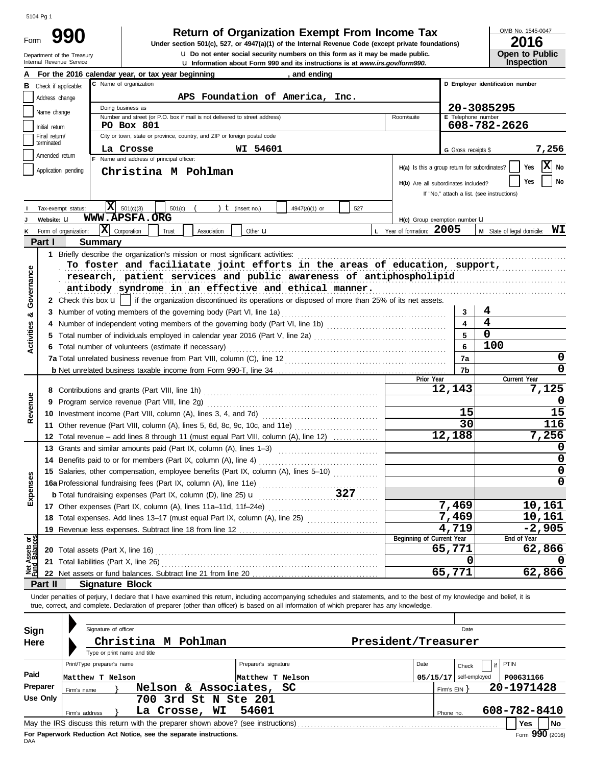5104 Pg 1

# Form 990 — Return of Organization Exempt From Income Tax

Under section 501(c), 527, or 4947(a)(1) of the Internal Revenue Code (except private foundations)

u Do not enter social security numbers on this form as it may be made public.

u Information about Form 990 and its instructions is at *www.irs.gov/form990.*

Department of the Treasury
Internal Revenue Service

OMB No. 1545-0047

**2016**

**Open to Public Inspection**

**A** For the 2016 calendar year, or tax year beginning , and ending

**B** Check if applicable:
- Address change
- Name change
- Initial return
- Final return/terminated
- Amended return
- Application pending

**C** Name of organization: **APS Foundation of America, Inc.**

Doing business as

Number and street (or P.O. box if mail is not delivered to street address): **PO Box 801** Room/suite

City or town, state or province, country, and ZIP or foreign postal code: **La Crosse WI 54601**

**D** Employer identification number: **20-3085295**

**E** Telephone number: **608-782-2626**

**G** Gross receipts $ **7,256**

**F** Name and address of principal officer: **Christina M Pohlman**

**H(a)** Is this a group return for subordinates? Yes [ ] No [X]

**H(b)** Are all subordinates included? Yes [ ] No [ ]
If "No," attach a list. (see instructions)

**I** Tax-exempt status: [X] 501(c)(3) [ ] 501(c) ( ) t (insert no.) [ ] 4947(a)(1) or [ ] 527

**J** Website: u **WWW.APSFA.ORG**

**H(c)** Group exemption number u

**K** Form of organization: [X] Corporation [ ] Trust [ ] Association [ ] Other u

**L** Year of formation: **2005**

**M** State of legal domicile: **WI**

## Part I Summary

**Activities & Governance**

1 Briefly describe the organization's mission or most significant activities:
**To foster and faciliatate joint efforts in the areas of education, support, research, patient services and public awareness of antiphospholipid antibody syndrome in an effective and ethical manner.**

2 Check this box u [ ] if the organization discontinued its operations or disposed of more than 25% of its net assets.

| | | | |
|---|---|---|---|
| 3 | Number of voting members of the governing body (Part VI, line 1a) | 3 | 4 |
| 4 | Number of independent voting members of the governing body (Part VI, line 1b) | 4 | 4 |
| 5 | Total number of individuals employed in calendar year 2016 (Part V, line 2a) | 5 | 0 |
| 6 | Total number of volunteers (estimate if necessary) | 6 | 100 |
| 7a | Total unrelated business revenue from Part VIII, column (C), line 12 | 7a | 0 |
| b | Net unrelated business taxable income from Form 990-T, line 34 | 7b | 0 |

**Revenue**

| | | Prior Year | Current Year |
|---|---|---|---|
| 8 | Contributions and grants (Part VIII, line 1h) | 12,143 | 7,125 |
| 9 | Program service revenue (Part VIII, line 2g) | | 0 |
| 10 | Investment income (Part VIII, column (A), lines 3, 4, and 7d) | 15 | 15 |
| 11 | Other revenue (Part VIII, column (A), lines 5, 6d, 8c, 9c, 10c, and 11e) | 30 | 116 |
| 12 | Total revenue – add lines 8 through 11 (must equal Part VIII, column (A), line 12) | 12,188 | 7,256 |

**Expenses**

| | | Prior Year | Current Year |
|---|---|---|---|
| 13 | Grants and similar amounts paid (Part IX, column (A), lines 1–3) | | 0 |
| 14 | Benefits paid to or for members (Part IX, column (A), line 4) | | 0 |
| 15 | Salaries, other compensation, employee benefits (Part IX, column (A), lines 5–10) | | 0 |
| 16a | Professional fundraising fees (Part IX, column (A), line 11e) | | 0 |
| b | Total fundraising expenses (Part IX, column (D), line 25) u 327 | | |
| 17 | Other expenses (Part IX, column (A), lines 11a–11d, 11f–24e) | 7,469 | 10,161 |
| 18 | Total expenses. Add lines 13–17 (must equal Part IX, column (A), line 25) | 7,469 | 10,161 |
| 19 | Revenue less expenses. Subtract line 18 from line 12 | 4,719 | -2,905 |

**Net Assets or Fund Balances**

| | | Beginning of Current Year | End of Year |
|---|---|---|---|
| 20 | Total assets (Part X, line 16) | 65,771 | 62,866 |
| 21 | Total liabilities (Part X, line 26) | 0 | 0 |
| 22 | Net assets or fund balances. Subtract line 21 from line 20 | 65,771 | 62,866 |

## Part II Signature Block

Under penalties of perjury, I declare that I have examined this return, including accompanying schedules and statements, and to the best of my knowledge and belief, it is true, correct, and complete. Declaration of preparer (other than officer) is based on all information of which preparer has any knowledge.

**Sign Here**

Signature of officer — Date

**Christina M Pohlman — President/Treasurer**

Type or print name and title

**Paid Preparer Use Only**

| Print/Type preparer's name | Preparer's signature | Date | Check [ ] if self-employed | PTIN |
|---|---|---|---|---|
| Matthew T Nelson | Matthew T Nelson | 05/15/17 | | P00631166 |

Firm's name } **Nelson & Associates, SC** — Firm's EIN } **20-1971428**

Firm's address } **700 3rd St N Ste 201, La Crosse, WI 54601** — Phone no. **608-782-8410**

May the IRS discuss this return with the preparer shown above? (see instructions) Yes [ ] No [ ]

**For Paperwork Reduction Act Notice, see the separate instructions.**

DAA

Form **990** (2016)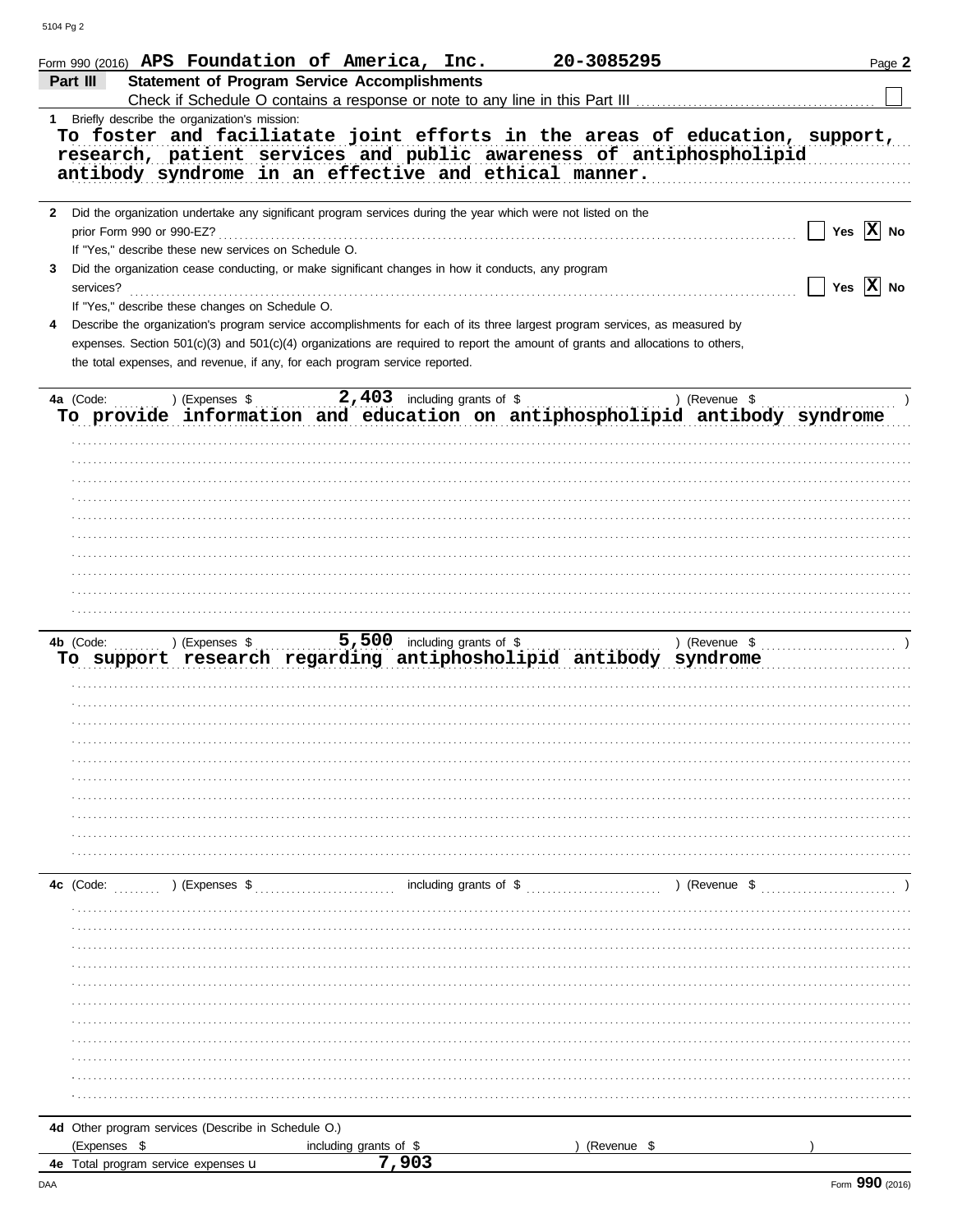Form 990 (2016) **APS Foundation of America, Inc.** **20-3085295** Page **2**

**Part III** **Statement of Program Service Accomplishments**

Check if Schedule O contains a response or note to any line in this Part III ☐

**1** Briefly describe the organization's mission:

**To foster and faciliatate joint efforts in the areas of education, support, research, patient services and public awareness of antiphospholipid antibody syndrome in an effective and ethical manner.**

**2** Did the organization undertake any significant program services during the year which were not listed on the prior Form 990 or 990-EZ? ☐ Yes ☒ No

If "Yes," describe these new services on Schedule O.

**3** Did the organization cease conducting, or make significant changes in how it conducts, any program services? ☐ Yes ☒ No

If "Yes," describe these changes on Schedule O.

**4** Describe the organization's program service accomplishments for each of its three largest program services, as measured by expenses. Section 501(c)(3) and 501(c)(4) organizations are required to report the amount of grants and allocations to others, the total expenses, and revenue, if any, for each program service reported.

**4a** (Code: ) (Expenses $ **2,403** including grants of $ ) (Revenue $ )

**To provide information and education on antiphospholipid antibody syndrome**

**4b** (Code: ) (Expenses $ **5,500** including grants of $ ) (Revenue $ )

**To support research regarding antiphosholipid antibody syndrome**

**4c** (Code: ) (Expenses $ including grants of $ ) (Revenue $ )

**4d** Other program services (Describe in Schedule O.)

(Expenses $ including grants of $ ) (Revenue $ )

**4e** Total program service expenses **7,903**

DAA Form **990** (2016)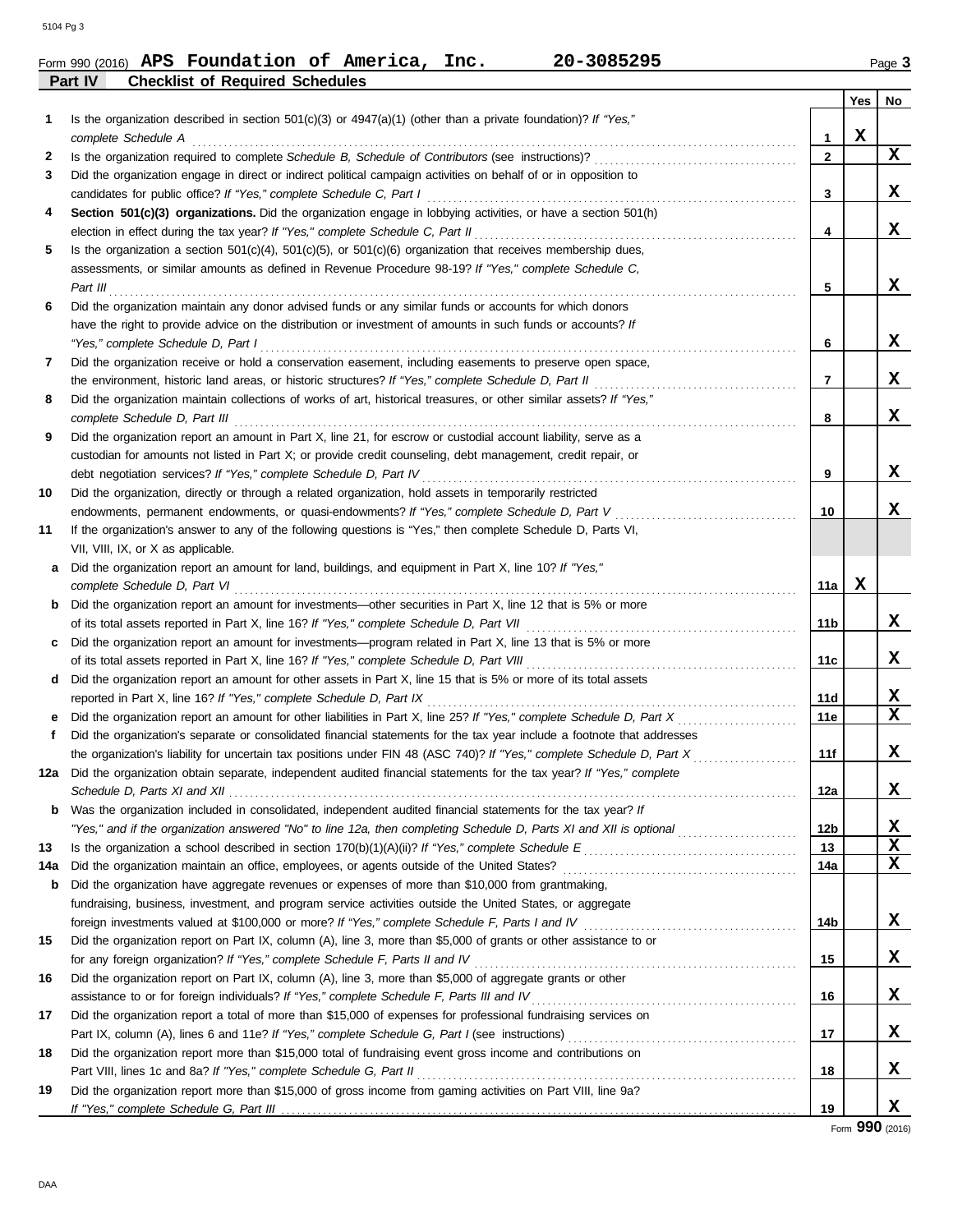Form 990 (2016) **APS Foundation of America, Inc. 20-3085295** Page **3**

## Part IV Checklist of Required Schedules

| | | | Yes | No |
|---|---|---|---|---|
| **1** | Is the organization described in section 501(c)(3) or 4947(a)(1) (other than a private foundation)? *If "Yes," complete Schedule A* | 1 | X | |
| **2** | Is the organization required to complete *Schedule B, Schedule of Contributors* (see instructions)? | 2 | | X |
| **3** | Did the organization engage in direct or indirect political campaign activities on behalf of or in opposition to candidates for public office? *If "Yes," complete Schedule C, Part I* | 3 | | X |
| **4** | **Section 501(c)(3) organizations.** Did the organization engage in lobbying activities, or have a section 501(h) election in effect during the tax year? *If "Yes," complete Schedule C, Part II* | 4 | | X |
| **5** | Is the organization a section 501(c)(4), 501(c)(5), or 501(c)(6) organization that receives membership dues, assessments, or similar amounts as defined in Revenue Procedure 98-19? *If "Yes," complete Schedule C, Part III* | 5 | | X |
| **6** | Did the organization maintain any donor advised funds or any similar funds or accounts for which donors have the right to provide advice on the distribution or investment of amounts in such funds or accounts? *If "Yes," complete Schedule D, Part I* | 6 | | X |
| **7** | Did the organization receive or hold a conservation easement, including easements to preserve open space, the environment, historic land areas, or historic structures? *If "Yes," complete Schedule D, Part II* | 7 | | X |
| **8** | Did the organization maintain collections of works of art, historical treasures, or other similar assets? *If "Yes," complete Schedule D, Part III* | 8 | | X |
| **9** | Did the organization report an amount in Part X, line 21, for escrow or custodial account liability, serve as a custodian for amounts not listed in Part X; or provide credit counseling, debt management, credit repair, or debt negotiation services? *If "Yes," complete Schedule D, Part IV* | 9 | | X |
| **10** | Did the organization, directly or through a related organization, hold assets in temporarily restricted endowments, permanent endowments, or quasi-endowments? *If "Yes," complete Schedule D, Part V* | 10 | | X |
| **11** | If the organization's answer to any of the following questions is "Yes," then complete Schedule D, Parts VI, VII, VIII, IX, or X as applicable. | | | |
| **a** | Did the organization report an amount for land, buildings, and equipment in Part X, line 10? *If "Yes," complete Schedule D, Part VI* | 11a | X | |
| **b** | Did the organization report an amount for investments—other securities in Part X, line 12 that is 5% or more of its total assets reported in Part X, line 16? *If "Yes," complete Schedule D, Part VII* | 11b | | X |
| **c** | Did the organization report an amount for investments—program related in Part X, line 13 that is 5% or more of its total assets reported in Part X, line 16? *If "Yes," complete Schedule D, Part VIII* | 11c | | X |
| **d** | Did the organization report an amount for other assets in Part X, line 15 that is 5% or more of its total assets reported in Part X, line 16? *If "Yes," complete Schedule D, Part IX* | 11d | | X |
| **e** | Did the organization report an amount for other liabilities in Part X, line 25? *If "Yes," complete Schedule D, Part X* | 11e | | X |
| **f** | Did the organization's separate or consolidated financial statements for the tax year include a footnote that addresses the organization's liability for uncertain tax positions under FIN 48 (ASC 740)? *If "Yes," complete Schedule D, Part X* | 11f | | X |
| **12a** | Did the organization obtain separate, independent audited financial statements for the tax year? *If "Yes," complete Schedule D, Parts XI and XII* | 12a | | X |
| **b** | Was the organization included in consolidated, independent audited financial statements for the tax year? *If "Yes," and if the organization answered "No" to line 12a, then completing Schedule D, Parts XI and XII is optional* | 12b | | X |
| **13** | Is the organization a school described in section 170(b)(1)(A)(ii)? *If "Yes," complete Schedule E* | 13 | | X |
| **14a** | Did the organization maintain an office, employees, or agents outside of the United States? | 14a | | X |
| **b** | Did the organization have aggregate revenues or expenses of more than $10,000 from grantmaking, fundraising, business, investment, and program service activities outside the United States, or aggregate foreign investments valued at $100,000 or more? *If "Yes," complete Schedule F, Parts I and IV* | 14b | | X |
| **15** | Did the organization report on Part IX, column (A), line 3, more than $5,000 of grants or other assistance to or for any foreign organization? *If "Yes," complete Schedule F, Parts II and IV* | 15 | | X |
| **16** | Did the organization report on Part IX, column (A), line 3, more than $5,000 of aggregate grants or other assistance to or for foreign individuals? *If "Yes," complete Schedule F, Parts III and IV* | 16 | | X |
| **17** | Did the organization report a total of more than $15,000 of expenses for professional fundraising services on Part IX, column (A), lines 6 and 11e? *If "Yes," complete Schedule G, Part I* (see instructions) | 17 | | X |
| **18** | Did the organization report more than $15,000 total of fundraising event gross income and contributions on Part VIII, lines 1c and 8a? *If "Yes," complete Schedule G, Part II* | 18 | | X |
| **19** | Did the organization report more than $15,000 of gross income from gaming activities on Part VIII, line 9a? *If "Yes," complete Schedule G, Part III* | 19 | | X |

Form **990** (2016)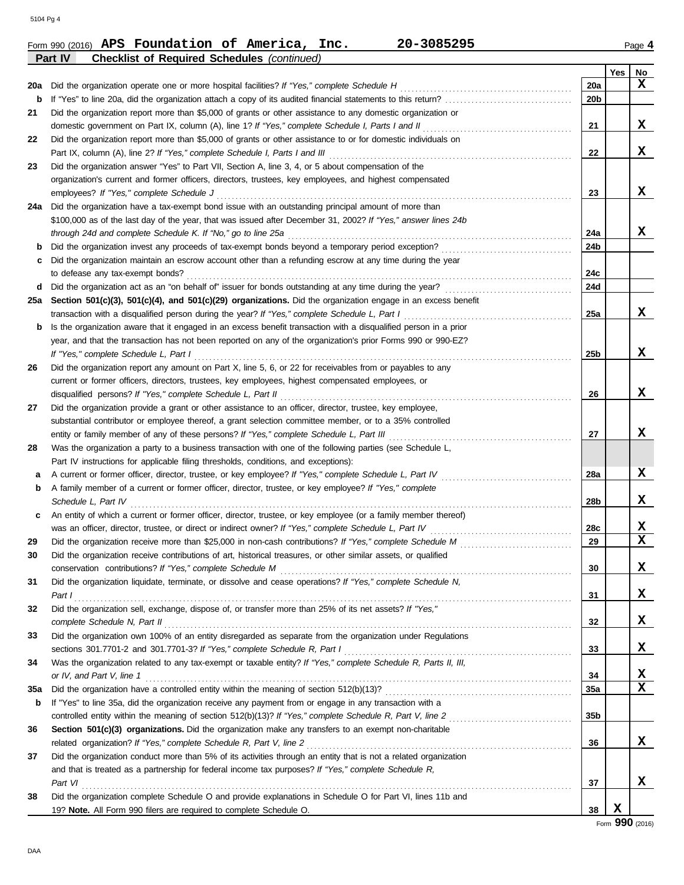Form 990 (2016) **APS Foundation of America, Inc.** **20-3085295** Page **4**

**Part IV** **Checklist of Required Schedules** *(continued)*

| | | | Yes | No |
|---|---|---|---|---|
| 20a | Did the organization operate one or more hospital facilities? *If "Yes," complete Schedule H* | 20a | | X |
| b | If "Yes" to line 20a, did the organization attach a copy of its audited financial statements to this return? | 20b | | |
| 21 | Did the organization report more than $5,000 of grants or other assistance to any domestic organization or domestic government on Part IX, column (A), line 1? *If "Yes," complete Schedule I, Parts I and II* | 21 | | X |
| 22 | Did the organization report more than $5,000 of grants or other assistance to or for domestic individuals on Part IX, column (A), line 2? *If "Yes," complete Schedule I, Parts I and III* | 22 | | X |
| 23 | Did the organization answer "Yes" to Part VII, Section A, line 3, 4, or 5 about compensation of the organization's current and former officers, directors, trustees, key employees, and highest compensated employees? *If "Yes," complete Schedule J* | 23 | | X |
| 24a | Did the organization have a tax-exempt bond issue with an outstanding principal amount of more than $100,000 as of the last day of the year, that was issued after December 31, 2002? *If "Yes," answer lines 24b through 24d and complete Schedule K. If "No," go to line 25a* | 24a | | X |
| b | Did the organization invest any proceeds of tax-exempt bonds beyond a temporary period exception? | 24b | | |
| c | Did the organization maintain an escrow account other than a refunding escrow at any time during the year to defease any tax-exempt bonds? | 24c | | |
| d | Did the organization act as an "on behalf of" issuer for bonds outstanding at any time during the year? | 24d | | |
| 25a | **Section 501(c)(3), 501(c)(4), and 501(c)(29) organizations.** Did the organization engage in an excess benefit transaction with a disqualified person during the year? *If "Yes," complete Schedule L, Part I* | 25a | | X |
| b | Is the organization aware that it engaged in an excess benefit transaction with a disqualified person in a prior year, and that the transaction has not been reported on any of the organization's prior Forms 990 or 990-EZ? *If "Yes," complete Schedule L, Part I* | 25b | | X |
| 26 | Did the organization report any amount on Part X, line 5, 6, or 22 for receivables from or payables to any current or former officers, directors, trustees, key employees, highest compensated employees, or disqualified persons? *If "Yes," complete Schedule L, Part II* | 26 | | X |
| 27 | Did the organization provide a grant or other assistance to an officer, director, trustee, key employee, substantial contributor or employee thereof, a grant selection committee member, or to a 35% controlled entity or family member of any of these persons? *If "Yes," complete Schedule L, Part III* | 27 | | X |
| 28 | Was the organization a party to a business transaction with one of the following parties (see Schedule L, Part IV instructions for applicable filing thresholds, conditions, and exceptions): | | | |
| a | A current or former officer, director, trustee, or key employee? *If "Yes," complete Schedule L, Part IV* | 28a | | X |
| b | A family member of a current or former officer, director, trustee, or key employee? *If "Yes," complete Schedule L, Part IV* | 28b | | X |
| c | An entity of which a current or former officer, director, trustee, or key employee (or a family member thereof) was an officer, director, trustee, or direct or indirect owner? *If "Yes," complete Schedule L, Part IV* | 28c | | X |
| 29 | Did the organization receive more than $25,000 in non-cash contributions? *If "Yes," complete Schedule M* | 29 | | X |
| 30 | Did the organization receive contributions of art, historical treasures, or other similar assets, or qualified conservation contributions? *If "Yes," complete Schedule M* | 30 | | X |
| 31 | Did the organization liquidate, terminate, or dissolve and cease operations? *If "Yes," complete Schedule N, Part I* | 31 | | X |
| 32 | Did the organization sell, exchange, dispose of, or transfer more than 25% of its net assets? *If "Yes," complete Schedule N, Part II* | 32 | | X |
| 33 | Did the organization own 100% of an entity disregarded as separate from the organization under Regulations sections 301.7701-2 and 301.7701-3? *If "Yes," complete Schedule R, Part I* | 33 | | X |
| 34 | Was the organization related to any tax-exempt or taxable entity? *If "Yes," complete Schedule R, Parts II, III, or IV, and Part V, line 1* | 34 | | X |
| 35a | Did the organization have a controlled entity within the meaning of section 512(b)(13)? | 35a | | X |
| b | If "Yes" to line 35a, did the organization receive any payment from or engage in any transaction with a controlled entity within the meaning of section 512(b)(13)? *If "Yes," complete Schedule R, Part V, line 2* | 35b | | |
| 36 | **Section 501(c)(3) organizations.** Did the organization make any transfers to an exempt non-charitable related organization? *If "Yes," complete Schedule R, Part V, line 2* | 36 | | X |
| 37 | Did the organization conduct more than 5% of its activities through an entity that is not a related organization and that is treated as a partnership for federal income tax purposes? *If "Yes," complete Schedule R, Part VI* | 37 | | X |
| 38 | Did the organization complete Schedule O and provide explanations in Schedule O for Part VI, lines 11b and 19? **Note.** All Form 990 filers are required to complete Schedule O. | 38 | X | |

Form **990** (2016)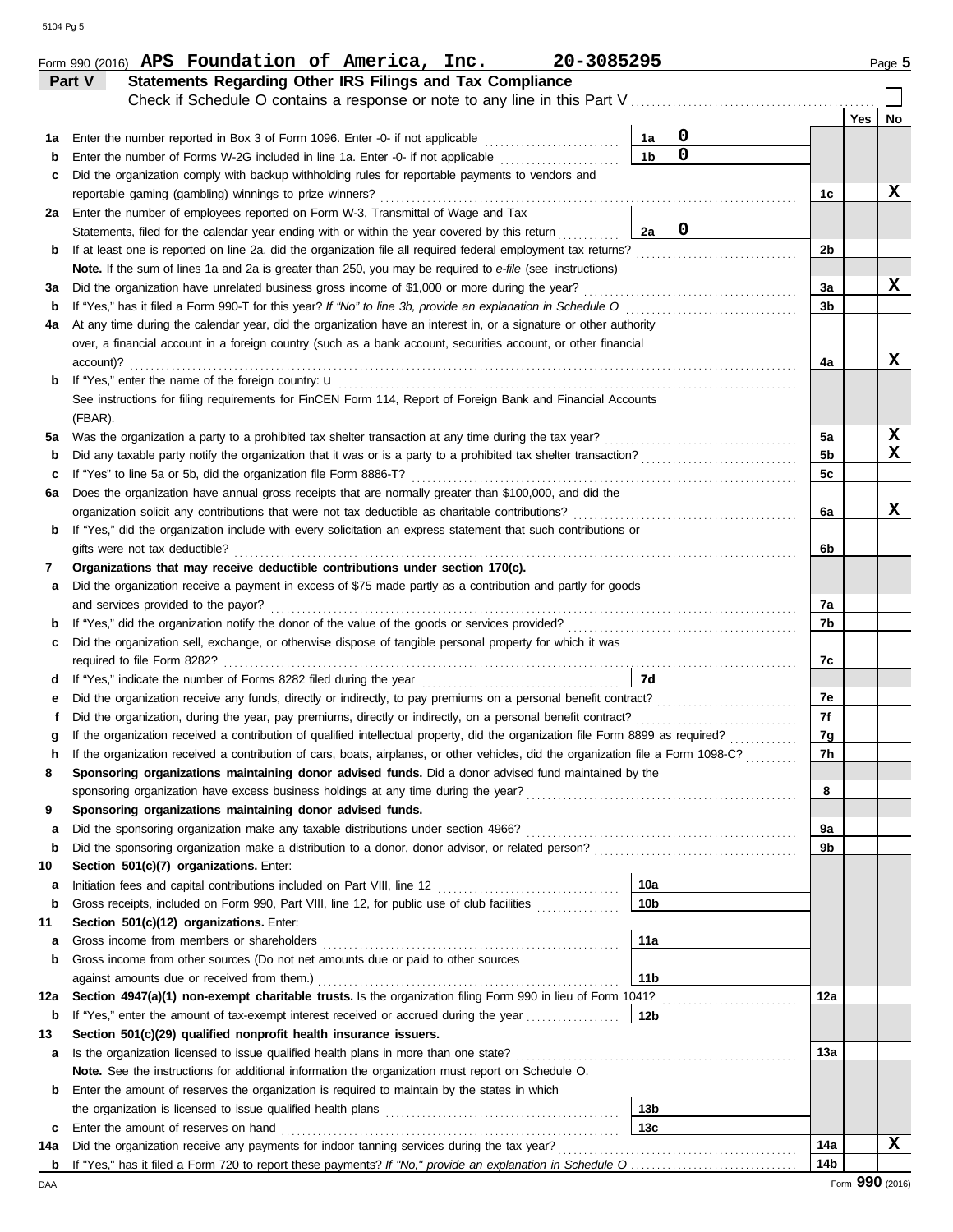Form 990 (2016) **APS Foundation of America, Inc. 20-3085295** Page **5**

## Part V Statements Regarding Other IRS Filings and Tax Compliance

Check if Schedule O contains a response or note to any line in this Part V ☐

| | | | | | Yes | No |
|---|---|---|---|---|---|---|
| **1a** | Enter the number reported in Box 3 of Form 1096. Enter -0- if not applicable | 1a | 0 | | | |
| **b** | Enter the number of Forms W-2G included in line 1a. Enter -0- if not applicable | 1b | 0 | | | |
| **c** | Did the organization comply with backup withholding rules for reportable payments to vendors and reportable gaming (gambling) winnings to prize winners? | | | 1c | | X |
| **2a** | Enter the number of employees reported on Form W-3, Transmittal of Wage and Tax Statements, filed for the calendar year ending with or within the year covered by this return | 2a | 0 | | | |
| **b** | If at least one is reported on line 2a, did the organization file all required federal employment tax returns? | | | 2b | | |
| | **Note.** If the sum of lines 1a and 2a is greater than 250, you may be required to *e-file* (see instructions) | | | | | |
| **3a** | Did the organization have unrelated business gross income of $1,000 or more during the year? | | | 3a | | X |
| **b** | If "Yes," has it filed a Form 990-T for this year? *If "No" to line 3b, provide an explanation in Schedule O* | | | 3b | | |
| **4a** | At any time during the calendar year, did the organization have an interest in, or a signature or other authority over, a financial account in a foreign country (such as a bank account, securities account, or other financial account)? | | | 4a | | X |
| **b** | If "Yes," enter the name of the foreign country: u | | | | | |
| | See instructions for filing requirements for FinCEN Form 114, Report of Foreign Bank and Financial Accounts (FBAR). | | | | | |
| **5a** | Was the organization a party to a prohibited tax shelter transaction at any time during the tax year? | | | 5a | | X |
| **b** | Did any taxable party notify the organization that it was or is a party to a prohibited tax shelter transaction? | | | 5b | | X |
| **c** | If "Yes" to line 5a or 5b, did the organization file Form 8886-T? | | | 5c | | |
| **6a** | Does the organization have annual gross receipts that are normally greater than $100,000, and did the organization solicit any contributions that were not tax deductible as charitable contributions? | | | 6a | | X |
| **b** | If "Yes," did the organization include with every solicitation an express statement that such contributions or gifts were not tax deductible? | | | 6b | | |
| **7** | **Organizations that may receive deductible contributions under section 170(c).** | | | | | |
| **a** | Did the organization receive a payment in excess of $75 made partly as a contribution and partly for goods and services provided to the payor? | | | 7a | | |
| **b** | If "Yes," did the organization notify the donor of the value of the goods or services provided? | | | 7b | | |
| **c** | Did the organization sell, exchange, or otherwise dispose of tangible personal property for which it was required to file Form 8282? | | | 7c | | |
| **d** | If "Yes," indicate the number of Forms 8282 filed during the year | 7d | | | | |
| **e** | Did the organization receive any funds, directly or indirectly, to pay premiums on a personal benefit contract? | | | 7e | | |
| **f** | Did the organization, during the year, pay premiums, directly or indirectly, on a personal benefit contract? | | | 7f | | |
| **g** | If the organization received a contribution of qualified intellectual property, did the organization file Form 8899 as required? | | | 7g | | |
| **h** | If the organization received a contribution of cars, boats, airplanes, or other vehicles, did the organization file a Form 1098-C? | | | 7h | | |
| **8** | **Sponsoring organizations maintaining donor advised funds.** Did a donor advised fund maintained by the sponsoring organization have excess business holdings at any time during the year? | | | 8 | | |
| **9** | **Sponsoring organizations maintaining donor advised funds.** | | | | | |
| **a** | Did the sponsoring organization make any taxable distributions under section 4966? | | | 9a | | |
| **b** | Did the sponsoring organization make a distribution to a donor, donor advisor, or related person? | | | 9b | | |
| **10** | **Section 501(c)(7) organizations.** Enter: | | | | | |
| **a** | Initiation fees and capital contributions included on Part VIII, line 12 | 10a | | | | |
| **b** | Gross receipts, included on Form 990, Part VIII, line 12, for public use of club facilities | 10b | | | | |
| **11** | **Section 501(c)(12) organizations.** Enter: | | | | | |
| **a** | Gross income from members or shareholders | 11a | | | | |
| **b** | Gross income from other sources (Do not net amounts due or paid to other sources against amounts due or received from them.) | 11b | | | | |
| **12a** | **Section 4947(a)(1) non-exempt charitable trusts.** Is the organization filing Form 990 in lieu of Form 1041? | | | 12a | | |
| **b** | If "Yes," enter the amount of tax-exempt interest received or accrued during the year | 12b | | | | |
| **13** | **Section 501(c)(29) qualified nonprofit health insurance issuers.** | | | | | |
| **a** | Is the organization licensed to issue qualified health plans in more than one state? | | | 13a | | |
| | **Note.** See the instructions for additional information the organization must report on Schedule O. | | | | | |
| **b** | Enter the amount of reserves the organization is required to maintain by the states in which the organization is licensed to issue qualified health plans | 13b | | | | |
| **c** | Enter the amount of reserves on hand | 13c | | | | |
| **14a** | Did the organization receive any payments for indoor tanning services during the tax year? | | | 14a | | X |
| **b** | If "Yes," has it filed a Form 720 to report these payments? *If "No," provide an explanation in Schedule O* | | | 14b | | |

DAA Form **990** (2016)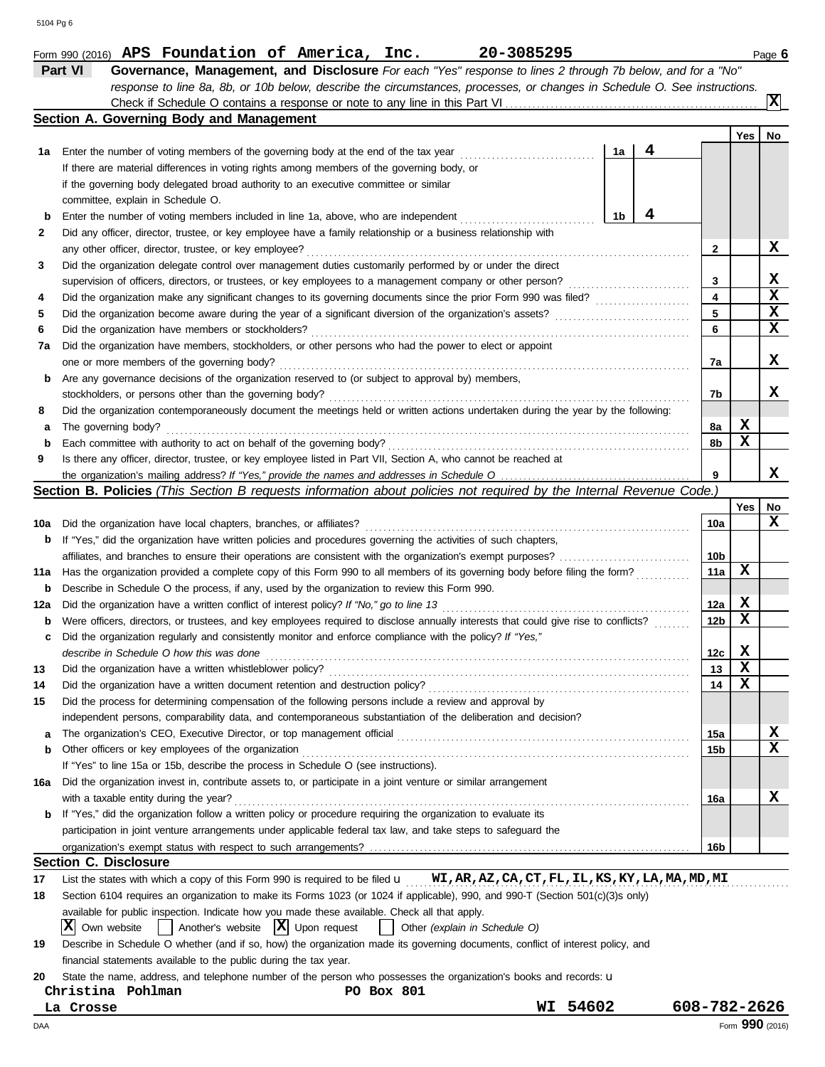Form 990 (2016) **APS Foundation of America, Inc.** **20-3085295** Page **6**

**Part VI** **Governance, Management, and Disclosure** *For each "Yes" response to lines 2 through 7b below, and for a "No" response to line 8a, 8b, or 10b below, describe the circumstances, processes, or changes in Schedule O. See instructions.*

Check if Schedule O contains a response or note to any line in this Part VI .......... **X**

## Section A. Governing Body and Management

| | | | | Yes | No |
|---|---|---|---|---|---|
| **1a** | Enter the number of voting members of the governing body at the end of the tax year ... If there are material differences in voting rights among members of the governing body, or if the governing body delegated broad authority to an executive committee or similar committee, explain in Schedule O. | **1a** 4 | | | |
| **b** | Enter the number of voting members included in line 1a, above, who are independent ... | **1b** 4 | | | |
| **2** | Did any officer, director, trustee, or key employee have a family relationship or a business relationship with any other officer, director, trustee, or key employee? | | **2** | | X |
| **3** | Did the organization delegate control over management duties customarily performed by or under the direct supervision of officers, directors, or trustees, or key employees to a management company or other person? | | **3** | | X |
| **4** | Did the organization make any significant changes to its governing documents since the prior Form 990 was filed? | | **4** | | X |
| **5** | Did the organization become aware during the year of a significant diversion of the organization's assets? | | **5** | | X |
| **6** | Did the organization have members or stockholders? | | **6** | | X |
| **7a** | Did the organization have members, stockholders, or other persons who had the power to elect or appoint one or more members of the governing body? | | **7a** | | X |
| **b** | Are any governance decisions of the organization reserved to (or subject to approval by) members, stockholders, or persons other than the governing body? | | **7b** | | X |
| **8** | Did the organization contemporaneously document the meetings held or written actions undertaken during the year by the following: | | | | |
| **a** | The governing body? | | **8a** | X | |
| **b** | Each committee with authority to act on behalf of the governing body? | | **8b** | X | |
| **9** | Is there any officer, director, trustee, or key employee listed in Part VII, Section A, who cannot be reached at the organization's mailing address? *If "Yes," provide the names and addresses in Schedule O* | | **9** | | X |

## Section B. Policies *(This Section B requests information about policies not required by the Internal Revenue Code.)*

| | | | Yes | No |
|---|---|---|---|---|
| **10a** | Did the organization have local chapters, branches, or affiliates? | **10a** | | X |
| **b** | If "Yes," did the organization have written policies and procedures governing the activities of such chapters, affiliates, and branches to ensure their operations are consistent with the organization's exempt purposes? | **10b** | | |
| **11a** | Has the organization provided a complete copy of this Form 990 to all members of its governing body before filing the form? | **11a** | X | |
| **b** | Describe in Schedule O the process, if any, used by the organization to review this Form 990. | | | |
| **12a** | Did the organization have a written conflict of interest policy? *If "No," go to line 13* | **12a** | X | |
| **b** | Were officers, directors, or trustees, and key employees required to disclose annually interests that could give rise to conflicts? | **12b** | X | |
| **c** | Did the organization regularly and consistently monitor and enforce compliance with the policy? *If "Yes," describe in Schedule O how this was done* | **12c** | X | |
| **13** | Did the organization have a written whistleblower policy? | **13** | X | |
| **14** | Did the organization have a written document retention and destruction policy? | **14** | X | |
| **15** | Did the process for determining compensation of the following persons include a review and approval by independent persons, comparability data, and contemporaneous substantiation of the deliberation and decision? | | | |
| **a** | The organization's CEO, Executive Director, or top management official | **15a** | | X |
| **b** | Other officers or key employees of the organization | **15b** | | X |
| | If "Yes" to line 15a or 15b, describe the process in Schedule O (see instructions). | | | |
| **16a** | Did the organization invest in, contribute assets to, or participate in a joint venture or similar arrangement with a taxable entity during the year? | **16a** | | X |
| **b** | If "Yes," did the organization follow a written policy or procedure requiring the organization to evaluate its participation in joint venture arrangements under applicable federal tax law, and take steps to safeguard the organization's exempt status with respect to such arrangements? | **16b** | | |

## Section C. Disclosure

**17** List the states with which a copy of this Form 990 is required to be filed u **WI,AR,AZ,CA,CT,FL,IL,KS,KY,LA,MA,MD,MI**

**18** Section 6104 requires an organization to make its Forms 1023 (or 1024 if applicable), 990, and 990-T (Section 501(c)(3)s only) available for public inspection. Indicate how you made these available. Check all that apply.

**X** Own website ☐ Another's website **X** Upon request ☐ Other *(explain in Schedule O)*

**19** Describe in Schedule O whether (and if so, how) the organization made its governing documents, conflict of interest policy, and financial statements available to the public during the tax year.

**20** State the name, address, and telephone number of the person who possesses the organization's books and records: u

**Christina Pohlman** **PO Box 801**
**La Crosse** **WI 54602** **608-782-2626**

Form **990** (2016)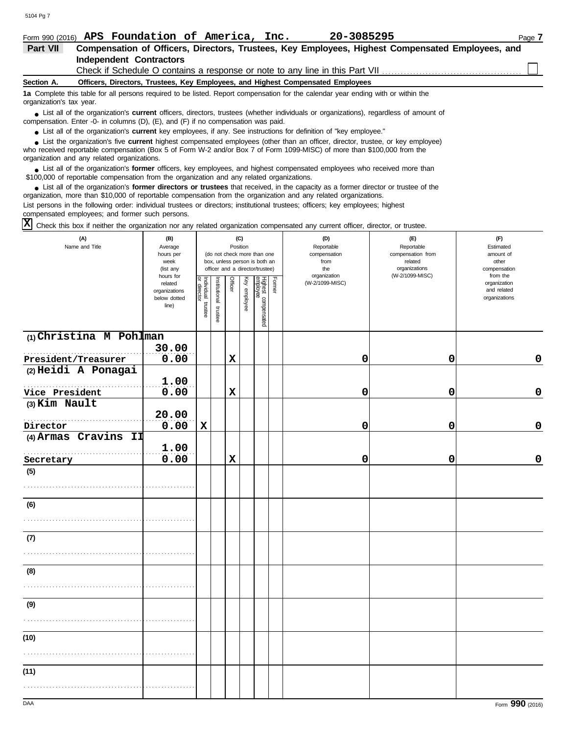Form 990 (2016) **APS Foundation of America, Inc.** **20-3085295** Page **7**

## Part VII Compensation of Officers, Directors, Trustees, Key Employees, Highest Compensated Employees, and Independent Contractors

Check if Schedule O contains a response or note to any line in this Part VII ☐

### Section A. Officers, Directors, Trustees, Key Employees, and Highest Compensated Employees

**1a** Complete this table for all persons required to be listed. Report compensation for the calendar year ending with or within the organization's tax year.

- List all of the organization's **current** officers, directors, trustees (whether individuals or organizations), regardless of amount of compensation. Enter -0- in columns (D), (E), and (F) if no compensation was paid.
- List all of the organization's **current** key employees, if any. See instructions for definition of "key employee."
- List the organization's five **current** highest compensated employees (other than an officer, director, trustee, or key employee) who received reportable compensation (Box 5 of Form W-2 and/or Box 7 of Form 1099-MISC) of more than $100,000 from the organization and any related organizations.
- List all of the organization's **former** officers, key employees, and highest compensated employees who received more than $100,000 of reportable compensation from the organization and any related organizations.
- List all of the organization's **former directors or trustees** that received, in the capacity as a former director or trustee of the organization, more than $10,000 of reportable compensation from the organization and any related organizations.

List persons in the following order: individual trustees or directors; institutional trustees; officers; key employees; highest compensated employees; and former such persons.

☒ Check this box if neither the organization nor any related organization compensated any current officer, director, or trustee.

| (A) Name and Title | (B) Average hours per week (list any hours for related organizations below dotted line) | (C) Position: Individual trustee or director | Institutional trustee | Officer | Key employee | Highest compensated employee | Former | (D) Reportable compensation from the organization (W-2/1099-MISC) | (E) Reportable compensation from related organizations (W-2/1099-MISC) | (F) Estimated amount of other compensation from the organization and related organizations |
|---|---|---|---|---|---|---|---|---|---|---|
| (1) Christina M Pohlman<br>President/Treasurer | 30.00<br>0.00 | | | X | | | | 0 | 0 | 0 |
| (2) Heidi A Ponagai<br>Vice President | 1.00<br>0.00 | | | X | | | | 0 | 0 | 0 |
| (3) Kim Nault<br>Director | 20.00<br>0.00 | X | | | | | | 0 | 0 | 0 |
| (4) Armas Cravins II<br>Secretary | 1.00<br>0.00 | | | X | | | | 0 | 0 | 0 |
| (5) | | | | | | | | | | |
| (6) | | | | | | | | | | |
| (7) | | | | | | | | | | |
| (8) | | | | | | | | | | |
| (9) | | | | | | | | | | |
| (10) | | | | | | | | | | |
| (11) | | | | | | | | | | |

Form **990** (2016)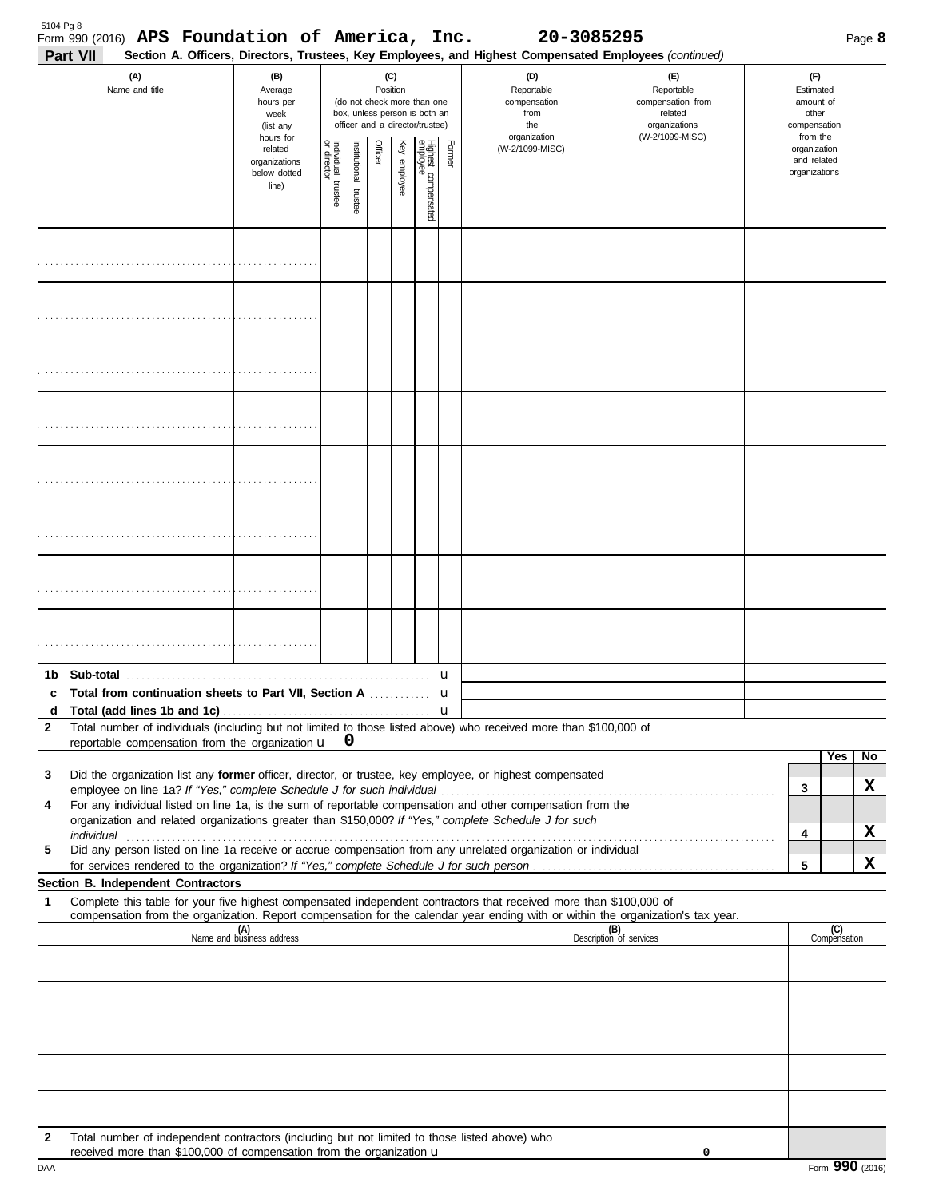Form 990 (2016) **APS Foundation of America, Inc.** **20-3085295** Page **8**

**Part VII** **Section A. Officers, Directors, Trustees, Key Employees, and Highest Compensated Employees** *(continued)*

| (A) Name and title | (B) Average hours per week (list any hours for related organizations below dotted line) | (C) Position (do not check more than one box, unless person is both an officer and a director/trustee): Individual trustee or director | Institutional trustee | Officer | Key employee | Highest compensated employee | Former | (D) Reportable compensation from the organization (W-2/1099-MISC) | (E) Reportable compensation from related organizations (W-2/1099-MISC) | (F) Estimated amount of other compensation from the organization and related organizations |
|---|---|---|---|---|---|---|---|---|---|---|
| | | | | | | | | | | |
| | | | | | | | | | | |
| | | | | | | | | | | |
| | | | | | | | | | | |
| | | | | | | | | | | |
| | | | | | | | | | | |
| | | | | | | | | | | |
| | | | | | | | | | | |

| | | (D) | (E) | (F) |
|---|---|---|---|---|
| **1b** | **Sub-total** u | | | |
| **c** | **Total from continuation sheets to Part VII, Section A** u | | | |
| **d** | **Total (add lines 1b and 1c)** u | | | |

**2** Total number of individuals (including but not limited to those listed above) who received more than $100,000 of reportable compensation from the organization u **0**

| | | | Yes | No |
|---|---|---|---|---|
| **3** | Did the organization list any **former** officer, director, or trustee, key employee, or highest compensated employee on line 1a? *If "Yes," complete Schedule J for such individual* | **3** | | **X** |
| **4** | For any individual listed on line 1a, is the sum of reportable compensation and other compensation from the organization and related organizations greater than $150,000? *If "Yes," complete Schedule J for such individual* | **4** | | **X** |
| **5** | Did any person listed on line 1a receive or accrue compensation from any unrelated organization or individual for services rendered to the organization? *If "Yes," complete Schedule J for such person* | **5** | | **X** |

**Section B. Independent Contractors**

**1** Complete this table for your five highest compensated independent contractors that received more than $100,000 of compensation from the organization. Report compensation for the calendar year ending with or within the organization's tax year.

| (A) Name and business address | (B) Description of services | (C) Compensation |
|---|---|---|
| | | |
| | | |
| | | |
| | | |
| | | |

**2** Total number of independent contractors (including but not limited to those listed above) who received more than $100,000 of compensation from the organization u **0**

DAA Form **990** (2016)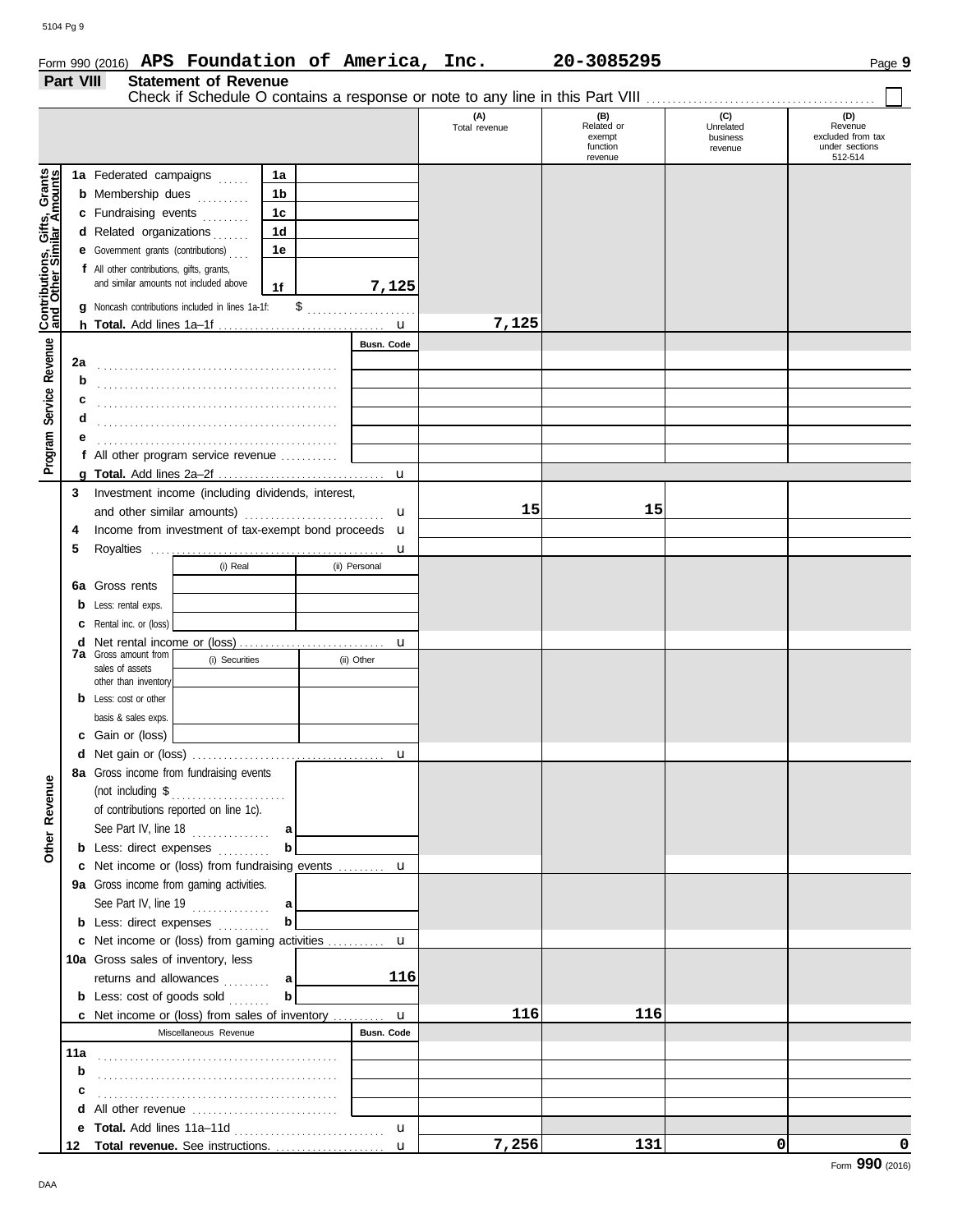Form 990 (2016) **APS Foundation of America, Inc.** **20-3085295** Page **9**

## Part VIII Statement of Revenue

Check if Schedule O contains a response or note to any line in this Part VIII ☐

| | | | (A) Total revenue | (B) Related or exempt function revenue | (C) Unrelated business revenue | (D) Revenue excluded from tax under sections 512-514 |
|---|---|---|---|---|---|---|
| **Contributions, Gifts, Grants and Other Similar Amounts** | 1a Federated campaigns | 1a | | | | |
| | b Membership dues | 1b | | | | |
| | c Fundraising events | 1c | | | | |
| | d Related organizations | 1d | | | | |
| | e Government grants (contributions) | 1e | | | | |
| | f All other contributions, gifts, grants, and similar amounts not included above | 1f 7,125 | | | | |
| | g Noncash contributions included in lines 1a-1f: $ | | | | | |
| | h **Total.** Add lines 1a–1f | | 7,125 | | | |
| **Program Service Revenue** | | Busn. Code | | | | |
| | 2a | | | | | |
| | b | | | | | |
| | c | | | | | |
| | d | | | | | |
| | e | | | | | |
| | f All other program service revenue | | | | | |
| | g **Total.** Add lines 2a–2f | | | | | |
| **Other Revenue** | 3 Investment income (including dividends, interest, and other similar amounts) | | 15 | 15 | | |
| | 4 Income from investment of tax-exempt bond proceeds | | | | | |
| | 5 Royalties | | | | | |
| | 6a Gross rents — (i) Real / (ii) Personal | | | | | |
| | b Less: rental exps. | | | | | |
| | c Rental inc. or (loss) | | | | | |
| | d Net rental income or (loss) | | | | | |
| | 7a Gross amount from sales of assets other than inventory — (i) Securities / (ii) Other | | | | | |
| | b Less: cost or other basis & sales exps. | | | | | |
| | c Gain or (loss) | | | | | |
| | d Net gain or (loss) | | | | | |
| | 8a Gross income from fundraising events (not including $ of contributions reported on line 1c). See Part IV, line 18 | a | | | | |
| | b Less: direct expenses | b | | | | |
| | c Net income or (loss) from fundraising events | | | | | |
| | 9a Gross income from gaming activities. See Part IV, line 19 | a | | | | |
| | b Less: direct expenses | b | | | | |
| | c Net income or (loss) from gaming activities | | | | | |
| | 10a Gross sales of inventory, less returns and allowances | a 116 | | | | |
| | b Less: cost of goods sold | b | | | | |
| | c Net income or (loss) from sales of inventory | | 116 | 116 | | |
| | Miscellaneous Revenue | Busn. Code | | | | |
| | 11a | | | | | |
| | b | | | | | |
| | c | | | | | |
| | d All other revenue | | | | | |
| | e **Total.** Add lines 11a–11d | | | | | |
| | 12 **Total revenue.** See instructions. | | 7,256 | 131 | 0 | 0 |

Form **990** (2016)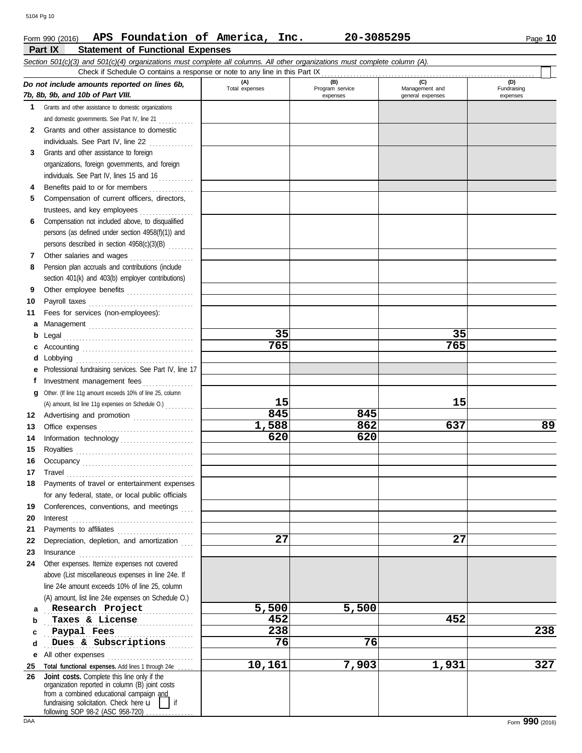Form 990 (2016) **APS Foundation of America, Inc.** **20-3085295** Page **10**

## Part IX Statement of Functional Expenses

*Section 501(c)(3) and 501(c)(4) organizations must complete all columns. All other organizations must complete column (A).*

Check if Schedule O contains a response or note to any line in this Part IX

| *Do not include amounts reported on lines 6b, 7b, 8b, 9b, and 10b of Part VIII.* | (A) Total expenses | (B) Program service expenses | (C) Management and general expenses | (D) Fundraising expenses |
|---|---|---|---|---|
| **1** Grants and other assistance to domestic organizations and domestic governments. See Part IV, line 21 | | | | |
| **2** Grants and other assistance to domestic individuals. See Part IV, line 22 | | | | |
| **3** Grants and other assistance to foreign organizations, foreign governments, and foreign individuals. See Part IV, lines 15 and 16 | | | | |
| **4** Benefits paid to or for members | | | | |
| **5** Compensation of current officers, directors, trustees, and key employees | | | | |
| **6** Compensation not included above, to disqualified persons (as defined under section 4958(f)(1)) and persons described in section 4958(c)(3)(B) | | | | |
| **7** Other salaries and wages | | | | |
| **8** Pension plan accruals and contributions (include section 401(k) and 403(b) employer contributions) | | | | |
| **9** Other employee benefits | | | | |
| **10** Payroll taxes | | | | |
| **11** Fees for services (non-employees): | | | | |
| **a** Management | | | | |
| **b** Legal | 35 | | 35 | |
| **c** Accounting | 765 | | 765 | |
| **d** Lobbying | | | | |
| **e** Professional fundraising services. See Part IV, line 17 | | | | |
| **f** Investment management fees | | | | |
| **g** Other. (If line 11g amount exceeds 10% of line 25, column (A) amount, list line 11g expenses on Schedule O.) | 15 | | 15 | |
| **12** Advertising and promotion | 845 | 845 | | |
| **13** Office expenses | 1,588 | 862 | 637 | 89 |
| **14** Information technology | 620 | 620 | | |
| **15** Royalties | | | | |
| **16** Occupancy | | | | |
| **17** Travel | | | | |
| **18** Payments of travel or entertainment expenses for any federal, state, or local public officials | | | | |
| **19** Conferences, conventions, and meetings | | | | |
| **20** Interest | | | | |
| **21** Payments to affiliates | | | | |
| **22** Depreciation, depletion, and amortization | 27 | | 27 | |
| **23** Insurance | | | | |
| **24** Other expenses. Itemize expenses not covered above (List miscellaneous expenses in line 24e. If line 24e amount exceeds 10% of line 25, column (A) amount, list line 24e expenses on Schedule O.) | | | | |
| **a** Research Project | 5,500 | 5,500 | | |
| **b** Taxes & License | 452 | | 452 | |
| **c** Paypal Fees | 238 | | | 238 |
| **d** Dues & Subscriptions | 76 | 76 | | |
| **e** All other expenses | | | | |
| **25** **Total functional expenses.** Add lines 1 through 24e | 10,161 | 7,903 | 1,931 | 327 |
| **26** **Joint costs.** Complete this line only if the organization reported in column (B) joint costs from a combined educational campaign and fundraising solicitation. Check here ☐ if following SOP 98-2 (ASC 958-720) | | | | |

Form **990** (2016)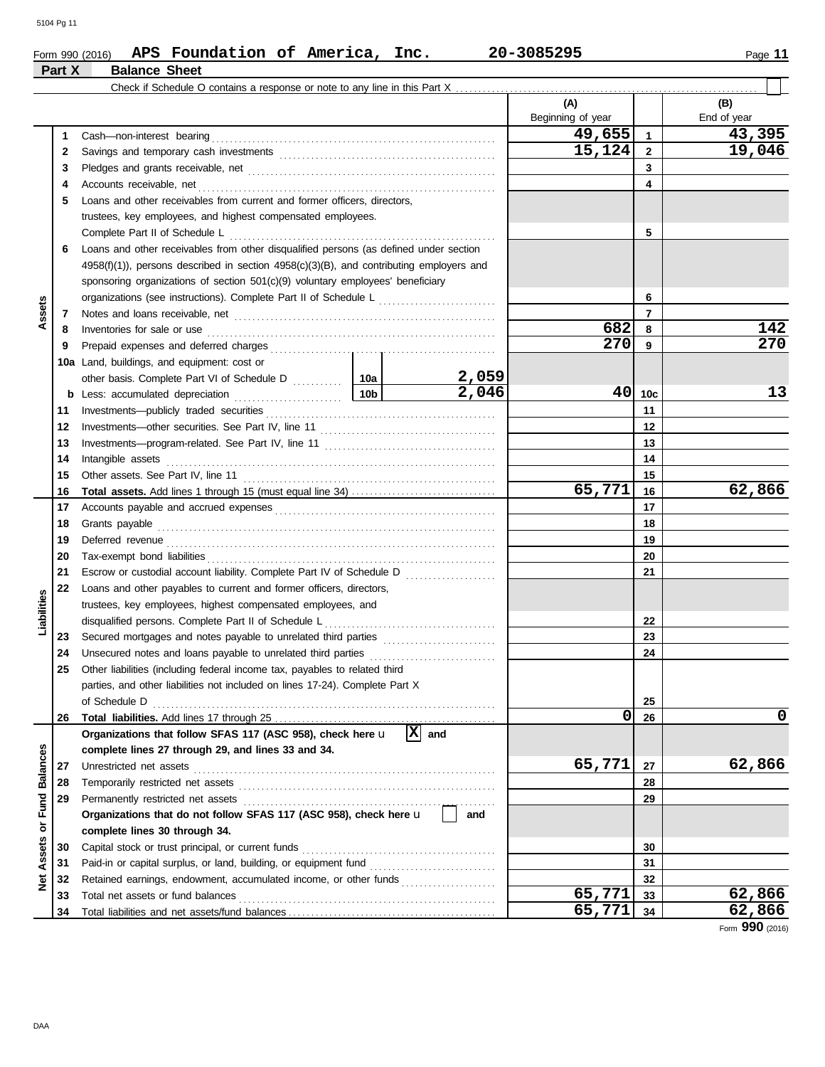Form 990 (2016) **APS Foundation of America, Inc.** **20-3085295** Page **11**

## Part X Balance Sheet

Check if Schedule O contains a response or note to any line in this Part X . . . . . . . . . . . . . . . . . . . . . . . . . . . . . . . . . . . . . . . . . . . . . ☐

| Section | Line | Description | | | (A) Beginning of year | | (B) End of year |
|---|---|---|---|---|---|---|---|
| Assets | 1 | Cash—non-interest bearing | | | 49,655 | 1 | 43,395 |
| | 2 | Savings and temporary cash investments | | | 15,124 | 2 | 19,046 |
| | 3 | Pledges and grants receivable, net | | | | 3 | |
| | 4 | Accounts receivable, net | | | | 4 | |
| | 5 | Loans and other receivables from current and former officers, directors, trustees, key employees, and highest compensated employees. Complete Part II of Schedule L | | | | 5 | |
| | 6 | Loans and other receivables from other disqualified persons (as defined under section 4958(f)(1)), persons described in section 4958(c)(3)(B), and contributing employers and sponsoring organizations of section 501(c)(9) voluntary employees' beneficiary organizations (see instructions). Complete Part II of Schedule L | | | | 6 | |
| | 7 | Notes and loans receivable, net | | | | 7 | |
| | 8 | Inventories for sale or use | | | 682 | 8 | 142 |
| | 9 | Prepaid expenses and deferred charges | | | 270 | 9 | 270 |
| | 10a | Land, buildings, and equipment: cost or other basis. Complete Part VI of Schedule D | 10a | 2,059 | | | |
| | b | Less: accumulated depreciation | 10b | 2,046 | 40 | 10c | 13 |
| | 11 | Investments—publicly traded securities | | | | 11 | |
| | 12 | Investments—other securities. See Part IV, line 11 | | | | 12 | |
| | 13 | Investments—program-related. See Part IV, line 11 | | | | 13 | |
| | 14 | Intangible assets | | | | 14 | |
| | 15 | Other assets. See Part IV, line 11 | | | | 15 | |
| | 16 | **Total assets.** Add lines 1 through 15 (must equal line 34) | | | 65,771 | 16 | 62,866 |
| Liabilities | 17 | Accounts payable and accrued expenses | | | | 17 | |
| | 18 | Grants payable | | | | 18 | |
| | 19 | Deferred revenue | | | | 19 | |
| | 20 | Tax-exempt bond liabilities | | | | 20 | |
| | 21 | Escrow or custodial account liability. Complete Part IV of Schedule D | | | | 21 | |
| | 22 | Loans and other payables to current and former officers, directors, trustees, key employees, highest compensated employees, and disqualified persons. Complete Part II of Schedule L | | | | 22 | |
| | 23 | Secured mortgages and notes payable to unrelated third parties | | | | 23 | |
| | 24 | Unsecured notes and loans payable to unrelated third parties | | | | 24 | |
| | 25 | Other liabilities (including federal income tax, payables to related third parties, and other liabilities not included on lines 17-24). Complete Part X of Schedule D | | | | 25 | |
| | 26 | **Total liabilities.** Add lines 17 through 25 | | | 0 | 26 | 0 |
| Net Assets or Fund Balances | | **Organizations that follow SFAS 117 (ASC 958), check here** ▶ [X] **and complete lines 27 through 29, and lines 33 and 34.** | | | | | |
| | 27 | Unrestricted net assets | | | 65,771 | 27 | 62,866 |
| | 28 | Temporarily restricted net assets | | | | 28 | |
| | 29 | Permanently restricted net assets | | | | 29 | |
| | | **Organizations that do not follow SFAS 117 (ASC 958), check here** ▶ [ ] **and complete lines 30 through 34.** | | | | | |
| | 30 | Capital stock or trust principal, or current funds | | | | 30 | |
| | 31 | Paid-in or capital surplus, or land, building, or equipment fund | | | | 31 | |
| | 32 | Retained earnings, endowment, accumulated income, or other funds | | | | 32 | |
| | 33 | Total net assets or fund balances | | | 65,771 | 33 | 62,866 |
| | 34 | Total liabilities and net assets/fund balances | | | 65,771 | 34 | 62,866 |

Form **990** (2016)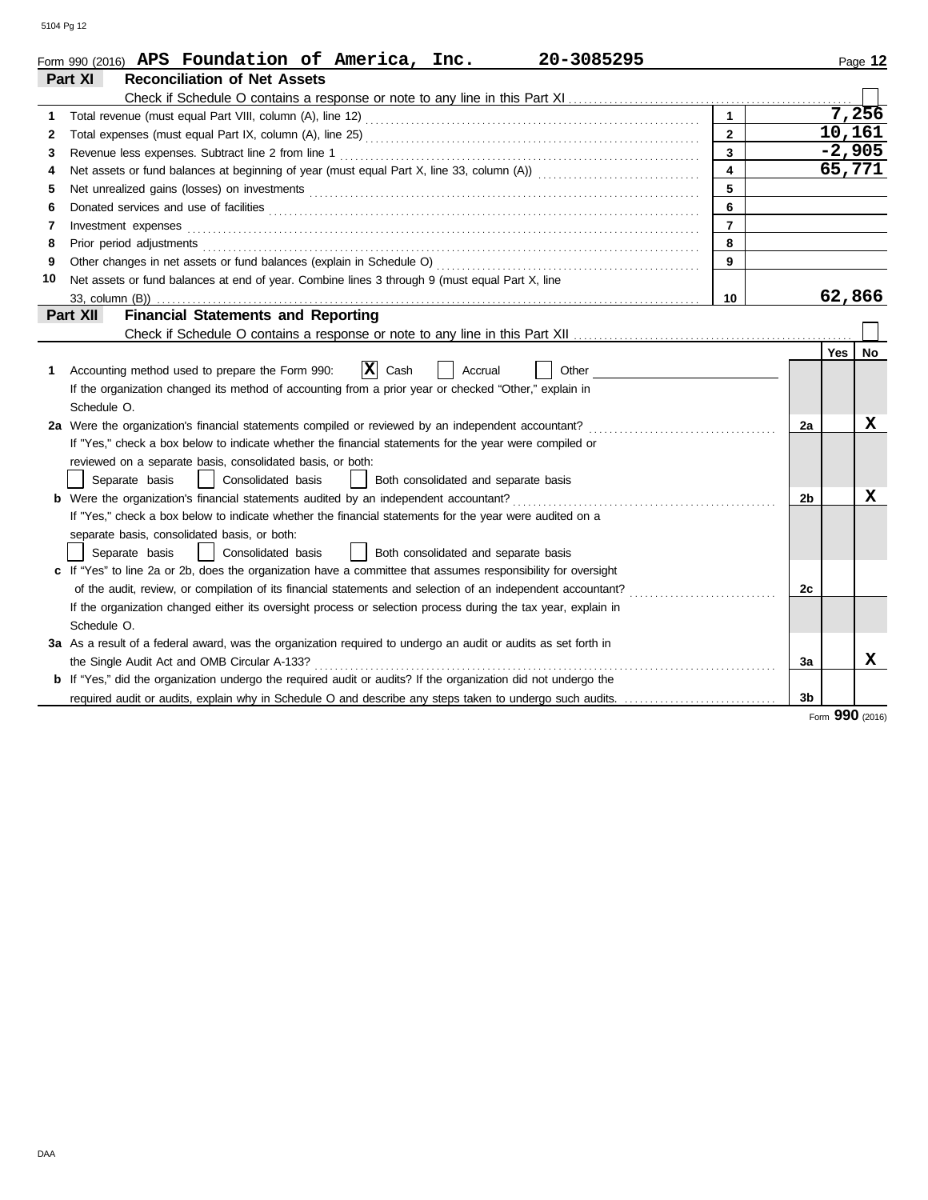Form 990 (2016) **APS Foundation of America, Inc. 20-3085295**

## Part XI Reconciliation of Net Assets

Check if Schedule O contains a response or note to any line in this Part XI ☐

| | | | |
|---|---|---|---|
| 1 | Total revenue (must equal Part VIII, column (A), line 12) | 1 | 7,256 |
| 2 | Total expenses (must equal Part IX, column (A), line 25) | 2 | 10,161 |
| 3 | Revenue less expenses. Subtract line 2 from line 1 | 3 | -2,905 |
| 4 | Net assets or fund balances at beginning of year (must equal Part X, line 33, column (A)) | 4 | 65,771 |
| 5 | Net unrealized gains (losses) on investments | 5 | |
| 6 | Donated services and use of facilities | 6 | |
| 7 | Investment expenses | 7 | |
| 8 | Prior period adjustments | 8 | |
| 9 | Other changes in net assets or fund balances (explain in Schedule O) | 9 | |
| 10 | Net assets or fund balances at end of year. Combine lines 3 through 9 (must equal Part X, line 33, column (B)) | 10 | 62,866 |

## Part XII Financial Statements and Reporting

Check if Schedule O contains a response or note to any line in this Part XII ☐

| | | | Yes | No |
|---|---|---|---|---|
| 1 | Accounting method used to prepare the Form 990: ☒ Cash ☐ Accrual ☐ Other<br>If the organization changed its method of accounting from a prior year or checked "Other," explain in Schedule O. | | | |
| 2a | Were the organization's financial statements compiled or reviewed by an independent accountant?<br>If "Yes," check a box below to indicate whether the financial statements for the year were compiled or reviewed on a separate basis, consolidated basis, or both:<br>☐ Separate basis ☐ Consolidated basis ☐ Both consolidated and separate basis | 2a | | X |
| b | Were the organization's financial statements audited by an independent accountant?<br>If "Yes," check a box below to indicate whether the financial statements for the year were audited on a separate basis, consolidated basis, or both:<br>☐ Separate basis ☐ Consolidated basis ☐ Both consolidated and separate basis | 2b | | X |
| c | If "Yes" to line 2a or 2b, does the organization have a committee that assumes responsibility for oversight of the audit, review, or compilation of its financial statements and selection of an independent accountant?<br>If the organization changed either its oversight process or selection process during the tax year, explain in Schedule O. | 2c | | |
| 3a | As a result of a federal award, was the organization required to undergo an audit or audits as set forth in the Single Audit Act and OMB Circular A-133? | 3a | | X |
| b | If "Yes," did the organization undergo the required audit or audits? If the organization did not undergo the required audit or audits, explain why in Schedule O and describe any steps taken to undergo such audits. | 3b | | |

Form **990** (2016)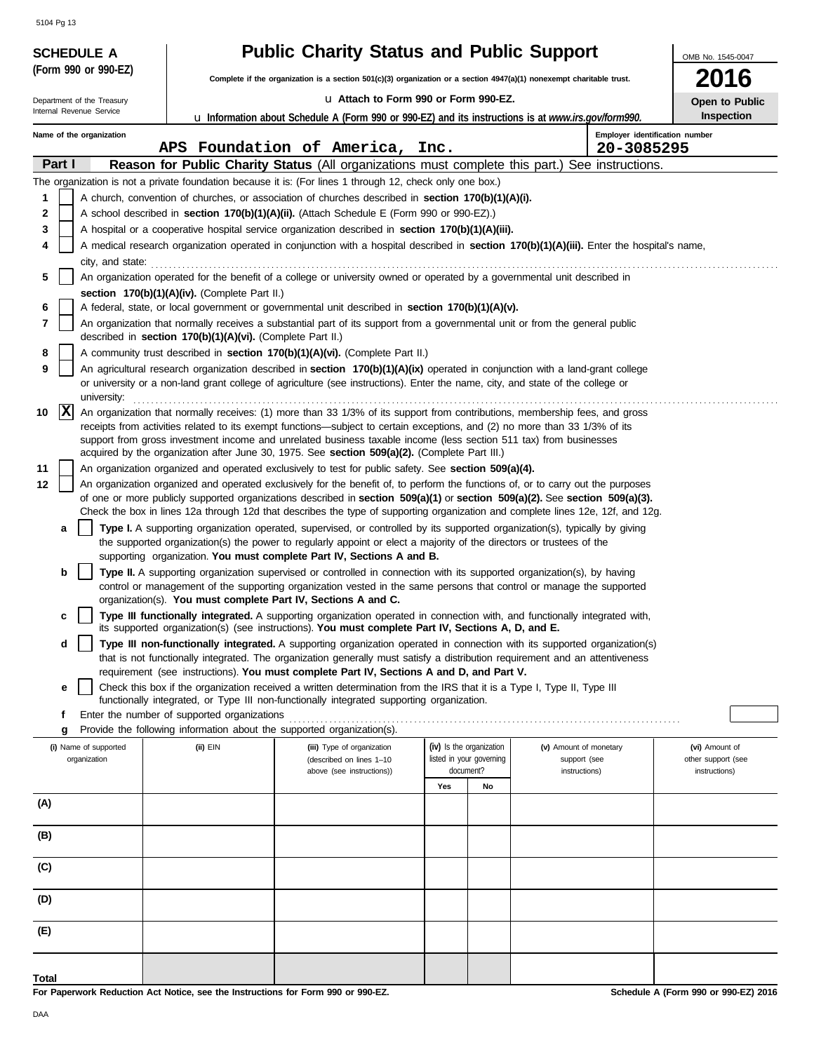**SCHEDULE A**
**(Form 990 or 990-EZ)**

Department of the Treasury
Internal Revenue Service

# Public Charity Status and Public Support

**Complete if the organization is a section 501(c)(3) organization or a section 4947(a)(1) nonexempt charitable trust.**

u **Attach to Form 990 or Form 990-EZ.**

u **Information about Schedule A (Form 990 or 990-EZ) and its instructions is at *www.irs.gov/form990.***

OMB No. 1545-0047

**2016**

**Open to Public Inspection**

**Name of the organization:** APS Foundation of America, Inc.

**Employer identification number:** 20-3085295

## Part I — Reason for Public Charity Status (All organizations must complete this part.) See instructions.

The organization is not a private foundation because it is: (For lines 1 through 12, check only one box.)

1. [ ] A church, convention of churches, or association of churches described in **section 170(b)(1)(A)(i).**
2. [ ] A school described in **section 170(b)(1)(A)(ii).** (Attach Schedule E (Form 990 or 990-EZ).)
3. [ ] A hospital or a cooperative hospital service organization described in **section 170(b)(1)(A)(iii).**
4. [ ] A medical research organization operated in conjunction with a hospital described in **section 170(b)(1)(A)(iii).** Enter the hospital's name, city, and state:
5. [ ] An organization operated for the benefit of a college or university owned or operated by a governmental unit described in **section 170(b)(1)(A)(iv).** (Complete Part II.)
6. [ ] A federal, state, or local government or governmental unit described in **section 170(b)(1)(A)(v).**
7. [ ] An organization that normally receives a substantial part of its support from a governmental unit or from the general public described in **section 170(b)(1)(A)(vi).** (Complete Part II.)
8. [ ] A community trust described in **section 170(b)(1)(A)(vi).** (Complete Part II.)
9. [ ] An agricultural research organization described in **section 170(b)(1)(A)(ix)** operated in conjunction with a land-grant college or university or a non-land grant college of agriculture (see instructions). Enter the name, city, and state of the college or university:
10. [X] An organization that normally receives: (1) more than 33 1/3% of its support from contributions, membership fees, and gross receipts from activities related to its exempt functions—subject to certain exceptions, and (2) no more than 33 1/3% of its support from gross investment income and unrelated business taxable income (less section 511 tax) from businesses acquired by the organization after June 30, 1975. See **section 509(a)(2).** (Complete Part III.)
11. [ ] An organization organized and operated exclusively to test for public safety. See **section 509(a)(4).**
12. [ ] An organization organized and operated exclusively for the benefit of, to perform the functions of, or to carry out the purposes of one or more publicly supported organizations described in **section 509(a)(1)** or **section 509(a)(2).** See **section 509(a)(3).** Check the box in lines 12a through 12d that describes the type of supporting organization and complete lines 12e, 12f, and 12g.
   - **a** [ ] **Type I.** A supporting organization operated, supervised, or controlled by its supported organization(s), typically by giving the supported organization(s) the power to regularly appoint or elect a majority of the directors or trustees of the supporting organization. **You must complete Part IV, Sections A and B.**
   - **b** [ ] **Type II.** A supporting organization supervised or controlled in connection with its supported organization(s), by having control or management of the supporting organization vested in the same persons that control or manage the supported organization(s). **You must complete Part IV, Sections A and C.**
   - **c** [ ] **Type III functionally integrated.** A supporting organization operated in connection with, and functionally integrated with, its supported organization(s) (see instructions). **You must complete Part IV, Sections A, D, and E.**
   - **d** [ ] **Type III non-functionally integrated.** A supporting organization operated in connection with its supported organization(s) that is not functionally integrated. The organization generally must satisfy a distribution requirement and an attentiveness requirement (see instructions). **You must complete Part IV, Sections A and D, and Part V.**
   - **e** [ ] Check this box if the organization received a written determination from the IRS that it is a Type I, Type II, Type III functionally integrated, or Type III non-functionally integrated supporting organization.
   - **f** Enter the number of supported organizations
   - **g** Provide the following information about the supported organization(s).

| (i) Name of supported organization | (ii) EIN | (iii) Type of organization (described on lines 1–10 above (see instructions)) | (iv) Is the organization listed in your governing document? Yes | No | (v) Amount of monetary support (see instructions) | (vi) Amount of other support (see instructions) |
|---|---|---|---|---|---|---|
| (A) | | | | | | |
| (B) | | | | | | |
| (C) | | | | | | |
| (D) | | | | | | |
| (E) | | | | | | |
| **Total** | | | | | | |

**For Paperwork Reduction Act Notice, see the Instructions for Form 990 or 990-EZ.** **Schedule A (Form 990 or 990-EZ) 2016**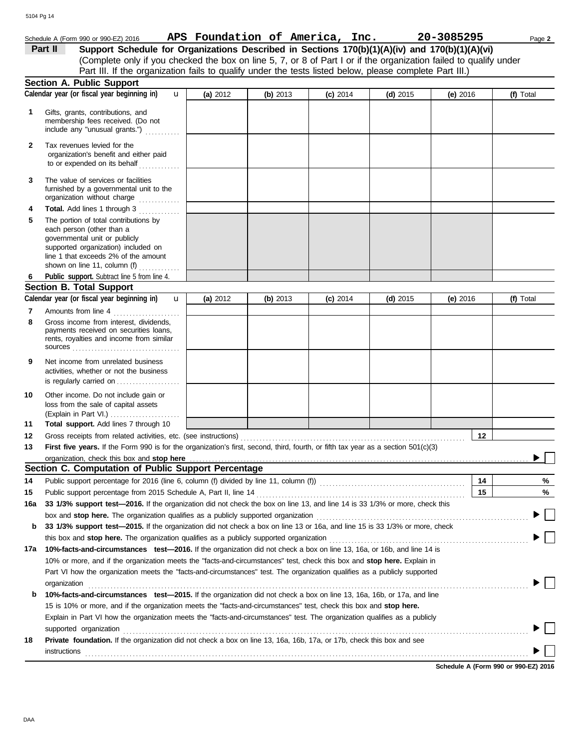Schedule A (Form 990 or 990-EZ) 2016 **APS Foundation of America, Inc.** **20-3085295** Page **2**

## Part II Support Schedule for Organizations Described in Sections 170(b)(1)(A)(iv) and 170(b)(1)(A)(vi)

(Complete only if you checked the box on line 5, 7, or 8 of Part I or if the organization failed to qualify under Part III. If the organization fails to qualify under the tests listed below, please complete Part III.)

### Section A. Public Support

| Calendar year (or fiscal year beginning in) | (a) 2012 | (b) 2013 | (c) 2014 | (d) 2015 | (e) 2016 | (f) Total |
|---|---|---|---|---|---|---|
| **1** Gifts, grants, contributions, and membership fees received. (Do not include any "unusual grants.") | | | | | | |
| **2** Tax revenues levied for the organization's benefit and either paid to or expended on its behalf | | | | | | |
| **3** The value of services or facilities furnished by a governmental unit to the organization without charge | | | | | | |
| **4** **Total.** Add lines 1 through 3 | | | | | | |
| **5** The portion of total contributions by each person (other than a governmental unit or publicly supported organization) included on line 1 that exceeds 2% of the amount shown on line 11, column (f) | | | | | | |
| **6** **Public support.** Subtract line 5 from line 4. | | | | | | |

### Section B. Total Support

| Calendar year (or fiscal year beginning in) | (a) 2012 | (b) 2013 | (c) 2014 | (d) 2015 | (e) 2016 | (f) Total |
|---|---|---|---|---|---|---|
| **7** Amounts from line 4 | | | | | | |
| **8** Gross income from interest, dividends, payments received on securities loans, rents, royalties and income from similar sources | | | | | | |
| **9** Net income from unrelated business activities, whether or not the business is regularly carried on | | | | | | |
| **10** Other income. Do not include gain or loss from the sale of capital assets (Explain in Part VI.) | | | | | | |
| **11** **Total support.** Add lines 7 through 10 | | | | | | |

**12** Gross receipts from related activities, etc. (see instructions) **12**

**13** **First five years.** If the Form 990 is for the organization's first, second, third, fourth, or fifth tax year as a section 501(c)(3) organization, check this box and **stop here** ☐

### Section C. Computation of Public Support Percentage

**14** Public support percentage for 2016 (line 6, column (f) divided by line 11, column (f)) **14** %

**15** Public support percentage from 2015 Schedule A, Part II, line 14 **15** %

**16a** **33 1/3% support test—2016.** If the organization did not check the box on line 13, and line 14 is 33 1/3% or more, check this box and **stop here.** The organization qualifies as a publicly supported organization ☐

**b** **33 1/3% support test—2015.** If the organization did not check a box on line 13 or 16a, and line 15 is 33 1/3% or more, check this box and **stop here.** The organization qualifies as a publicly supported organization ☐

**17a** **10%-facts-and-circumstances test—2016.** If the organization did not check a box on line 13, 16a, or 16b, and line 14 is 10% or more, and if the organization meets the "facts-and-circumstances" test, check this box and **stop here.** Explain in Part VI how the organization meets the "facts-and-circumstances" test. The organization qualifies as a publicly supported organization ☐

**b** **10%-facts-and-circumstances test—2015.** If the organization did not check a box on line 13, 16a, 16b, or 17a, and line 15 is 10% or more, and if the organization meets the "facts-and-circumstances" test, check this box and **stop here.** Explain in Part VI how the organization meets the "facts-and-circumstances" test. The organization qualifies as a publicly supported organization ☐

**18** **Private foundation.** If the organization did not check a box on line 13, 16a, 16b, 17a, or 17b, check this box and see instructions ☐

**Schedule A (Form 990 or 990-EZ) 2016**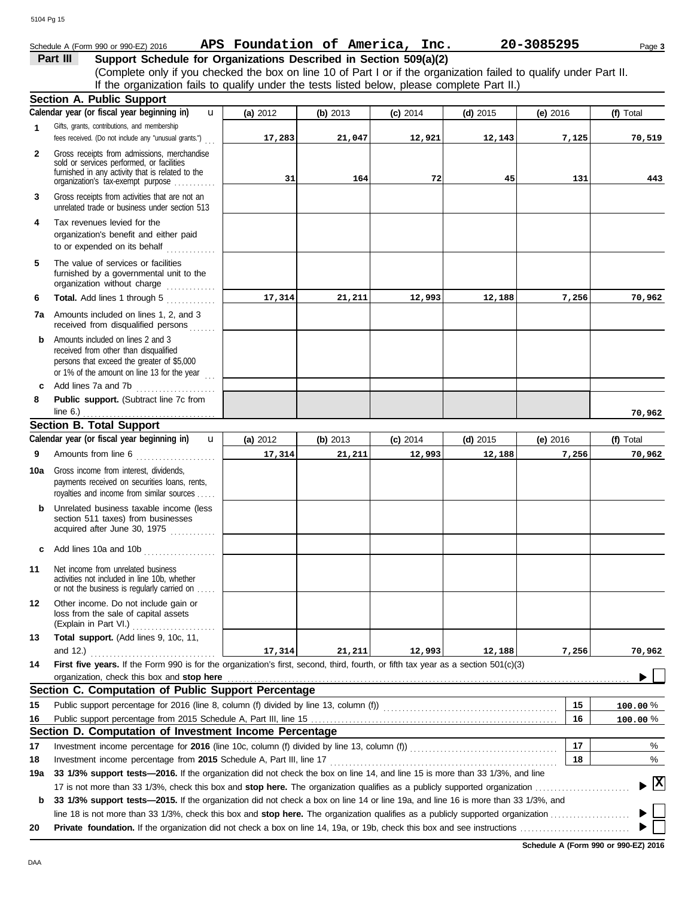Schedule A (Form 990 or 990-EZ) 2016 **APS Foundation of America, Inc.** **20-3085295** Page 3

## Part III Support Schedule for Organizations Described in Section 509(a)(2)

(Complete only if you checked the box on line 10 of Part I or if the organization failed to qualify under Part II. If the organization fails to qualify under the tests listed below, please complete Part II.)

### Section A. Public Support

| | Calendar year (or fiscal year beginning in) | (a) 2012 | (b) 2013 | (c) 2014 | (d) 2015 | (e) 2016 | (f) Total |
|---|---|---|---|---|---|---|---|
| 1 | Gifts, grants, contributions, and membership fees received. (Do not include any "unusual grants.") | 17,283 | 21,047 | 12,921 | 12,143 | 7,125 | 70,519 |
| 2 | Gross receipts from admissions, merchandise sold or services performed, or facilities furnished in any activity that is related to the organization's tax-exempt purpose | 31 | 164 | 72 | 45 | 131 | 443 |
| 3 | Gross receipts from activities that are not an unrelated trade or business under section 513 | | | | | | |
| 4 | Tax revenues levied for the organization's benefit and either paid to or expended on its behalf | | | | | | |
| 5 | The value of services or facilities furnished by a governmental unit to the organization without charge | | | | | | |
| 6 | **Total.** Add lines 1 through 5 | 17,314 | 21,211 | 12,993 | 12,188 | 7,256 | 70,962 |
| 7a | Amounts included on lines 1, 2, and 3 received from disqualified persons | | | | | | |
| b | Amounts included on lines 2 and 3 received from other than disqualified persons that exceed the greater of $5,000 or 1% of the amount on line 13 for the year | | | | | | |
| c | Add lines 7a and 7b | | | | | | |
| 8 | **Public support.** (Subtract line 7c from line 6.) | | | | | | 70,962 |

### Section B. Total Support

| | Calendar year (or fiscal year beginning in) | (a) 2012 | (b) 2013 | (c) 2014 | (d) 2015 | (e) 2016 | (f) Total |
|---|---|---|---|---|---|---|---|
| 9 | Amounts from line 6 | 17,314 | 21,211 | 12,993 | 12,188 | 7,256 | 70,962 |
| 10a | Gross income from interest, dividends, payments received on securities loans, rents, royalties and income from similar sources | | | | | | |
| b | Unrelated business taxable income (less section 511 taxes) from businesses acquired after June 30, 1975 | | | | | | |
| c | Add lines 10a and 10b | | | | | | |
| 11 | Net income from unrelated business activities not included in line 10b, whether or not the business is regularly carried on | | | | | | |
| 12 | Other income. Do not include gain or loss from the sale of capital assets (Explain in Part VI.) | | | | | | |
| 13 | **Total support.** (Add lines 9, 10c, 11, and 12.) | 17,314 | 21,211 | 12,993 | 12,188 | 7,256 | 70,962 |

**14** **First five years.** If the Form 990 is for the organization's first, second, third, fourth, or fifth tax year as a section 501(c)(3) organization, check this box and **stop here** ☐

### Section C. Computation of Public Support Percentage

| | | | |
|---|---|---|---|
| 15 | Public support percentage for 2016 (line 8, column (f) divided by line 13, column (f)) | 15 | 100.00 % |
| 16 | Public support percentage from 2015 Schedule A, Part III, line 15 | 16 | 100.00 % |

### Section D. Computation of Investment Income Percentage

| | | | |
|---|---|---|---|
| 17 | Investment income percentage for **2016** (line 10c, column (f) divided by line 13, column (f)) | 17 | % |
| 18 | Investment income percentage from **2015** Schedule A, Part III, line 17 | 18 | % |

**19a** **33 1/3% support tests—2016.** If the organization did not check the box on line 14, and line 15 is more than 33 1/3%, and line 17 is not more than 33 1/3%, check this box and **stop here.** The organization qualifies as a publicly supported organization ☒

**b** **33 1/3% support tests—2015.** If the organization did not check a box on line 14 or line 19a, and line 16 is more than 33 1/3%, and line 18 is not more than 33 1/3%, check this box and **stop here.** The organization qualifies as a publicly supported organization ☐

**20** **Private foundation.** If the organization did not check a box on line 14, 19a, or 19b, check this box and see instructions ☐

**Schedule A (Form 990 or 990-EZ) 2016**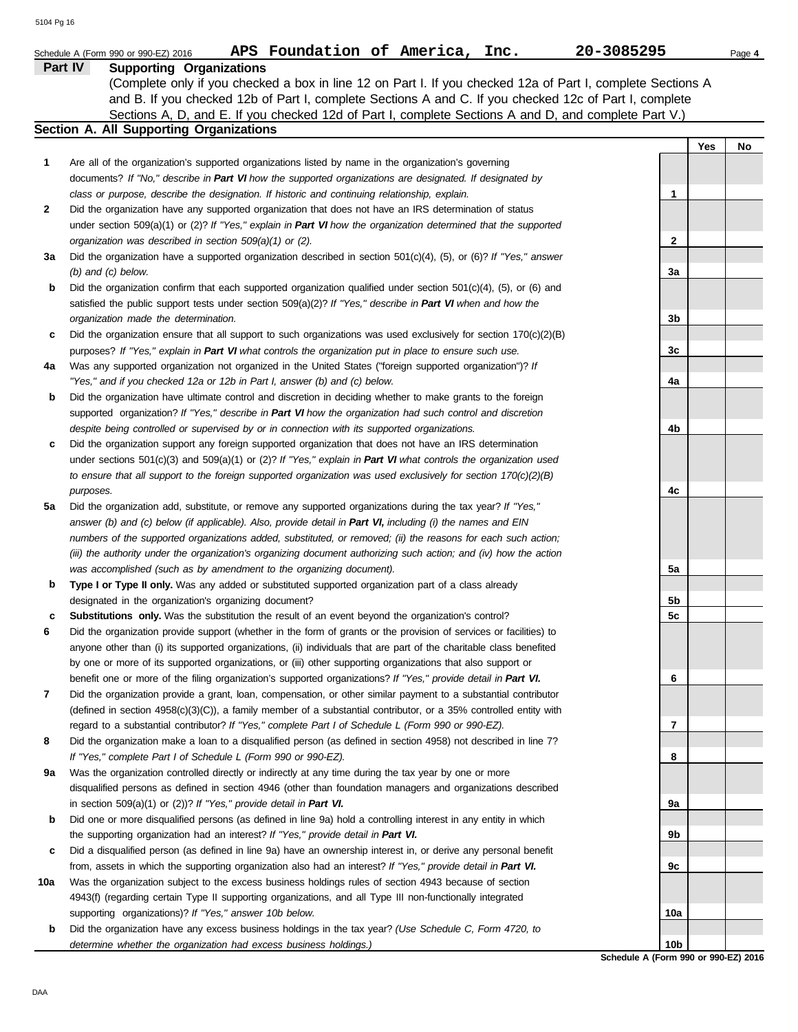Schedule A (Form 990 or 990-EZ) 2016 **APS Foundation of America, Inc.** **20-3085295**

## Part IV Supporting Organizations

(Complete only if you checked a box in line 12 on Part I. If you checked 12a of Part I, complete Sections A and B. If you checked 12b of Part I, complete Sections A and C. If you checked 12c of Part I, complete Sections A, D, and E. If you checked 12d of Part I, complete Sections A and D, and complete Part V.)

### Section A. All Supporting Organizations

| | | | Yes | No |
|---|---|---|---|---|
| 1 | Are all of the organization's supported organizations listed by name in the organization's governing documents? *If "No," describe in **Part VI** how the supported organizations are designated. If designated by class or purpose, describe the designation. If historic and continuing relationship, explain.* | 1 | | |
| 2 | Did the organization have any supported organization that does not have an IRS determination of status under section 509(a)(1) or (2)? *If "Yes," explain in **Part VI** how the organization determined that the supported organization was described in section 509(a)(1) or (2).* | 2 | | |
| 3a | Did the organization have a supported organization described in section 501(c)(4), (5), or (6)? *If "Yes," answer (b) and (c) below.* | 3a | | |
| b | Did the organization confirm that each supported organization qualified under section 501(c)(4), (5), or (6) and satisfied the public support tests under section 509(a)(2)? *If "Yes," describe in **Part VI** when and how the organization made the determination.* | 3b | | |
| c | Did the organization ensure that all support to such organizations was used exclusively for section 170(c)(2)(B) purposes? *If "Yes," explain in **Part VI** what controls the organization put in place to ensure such use.* | 3c | | |
| 4a | Was any supported organization not organized in the United States ("foreign supported organization")? *If "Yes," and if you checked 12a or 12b in Part I, answer (b) and (c) below.* | 4a | | |
| b | Did the organization have ultimate control and discretion in deciding whether to make grants to the foreign supported organization? *If "Yes," describe in **Part VI** how the organization had such control and discretion despite being controlled or supervised by or in connection with its supported organizations.* | 4b | | |
| c | Did the organization support any foreign supported organization that does not have an IRS determination under sections 501(c)(3) and 509(a)(1) or (2)? *If "Yes," explain in **Part VI** what controls the organization used to ensure that all support to the foreign supported organization was used exclusively for section 170(c)(2)(B) purposes.* | 4c | | |
| 5a | Did the organization add, substitute, or remove any supported organizations during the tax year? *If "Yes," answer (b) and (c) below (if applicable). Also, provide detail in **Part VI,** including (i) the names and EIN numbers of the supported organizations added, substituted, or removed; (ii) the reasons for each such action; (iii) the authority under the organization's organizing document authorizing such action; and (iv) how the action was accomplished (such as by amendment to the organizing document).* | 5a | | |
| b | **Type I or Type II only.** Was any added or substituted supported organization part of a class already designated in the organization's organizing document? | 5b | | |
| c | **Substitutions only.** Was the substitution the result of an event beyond the organization's control? | 5c | | |
| 6 | Did the organization provide support (whether in the form of grants or the provision of services or facilities) to anyone other than (i) its supported organizations, (ii) individuals that are part of the charitable class benefited by one or more of its supported organizations, or (iii) other supporting organizations that also support or benefit one or more of the filing organization's supported organizations? *If "Yes," provide detail in **Part VI.*** | 6 | | |
| 7 | Did the organization provide a grant, loan, compensation, or other similar payment to a substantial contributor (defined in section 4958(c)(3)(C)), a family member of a substantial contributor, or a 35% controlled entity with regard to a substantial contributor? *If "Yes," complete Part I of Schedule L (Form 990 or 990-EZ).* | 7 | | |
| 8 | Did the organization make a loan to a disqualified person (as defined in section 4958) not described in line 7? *If "Yes," complete Part I of Schedule L (Form 990 or 990-EZ).* | 8 | | |
| 9a | Was the organization controlled directly or indirectly at any time during the tax year by one or more disqualified persons as defined in section 4946 (other than foundation managers and organizations described in section 509(a)(1) or (2))? *If "Yes," provide detail in **Part VI.*** | 9a | | |
| b | Did one or more disqualified persons (as defined in line 9a) hold a controlling interest in any entity in which the supporting organization had an interest? *If "Yes," provide detail in **Part VI.*** | 9b | | |
| c | Did a disqualified person (as defined in line 9a) have an ownership interest in, or derive any personal benefit from, assets in which the supporting organization also had an interest? *If "Yes," provide detail in **Part VI.*** | 9c | | |
| 10a | Was the organization subject to the excess business holdings rules of section 4943 because of section 4943(f) (regarding certain Type II supporting organizations, and all Type III non-functionally integrated supporting organizations)? *If "Yes," answer 10b below.* | 10a | | |
| b | Did the organization have any excess business holdings in the tax year? *(Use Schedule C, Form 4720, to determine whether the organization had excess business holdings.)* | 10b | | |

**Schedule A (Form 990 or 990-EZ) 2016**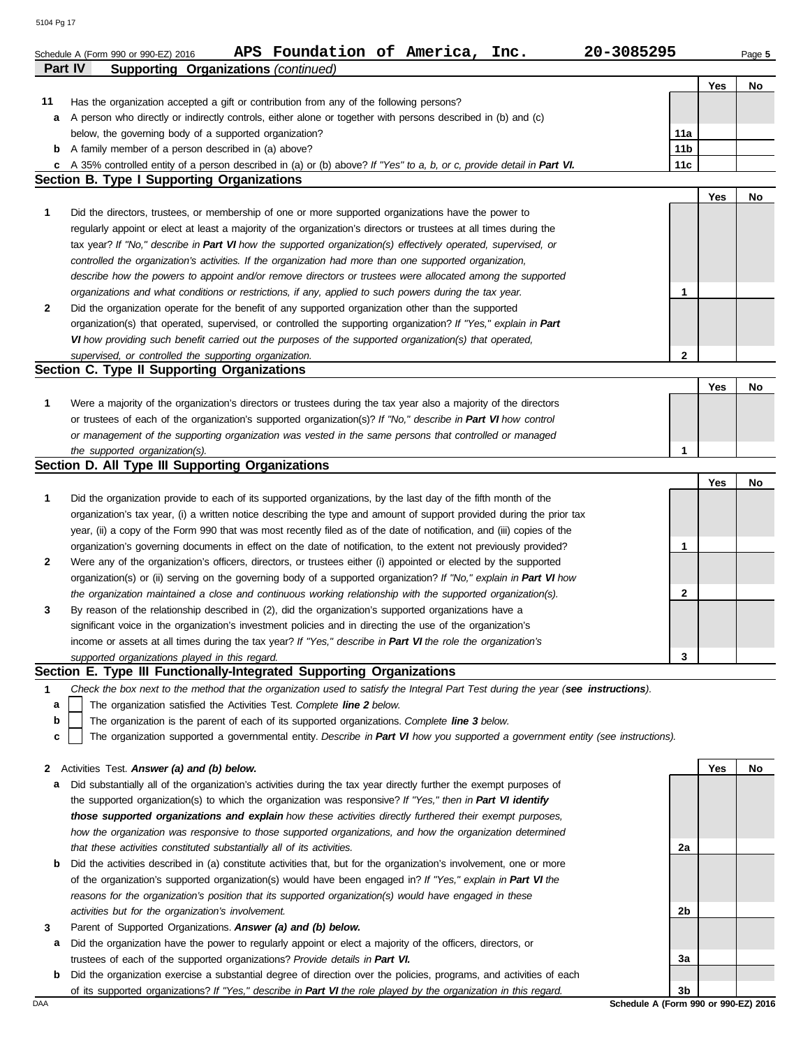Schedule A (Form 990 or 990-EZ) 2016 **APS Foundation of America, Inc.** **20-3085295** Page **5**

**Part IV** **Supporting Organizations** *(continued)*

| | | | Yes | No |
|---|---|---|---|---|
| **11** | Has the organization accepted a gift or contribution from any of the following persons? | | | |
| **a** | A person who directly or indirectly controls, either alone or together with persons described in (b) and (c) below, the governing body of a supported organization? | **11a** | | |
| **b** | A family member of a person described in (a) above? | **11b** | | |
| **c** | A 35% controlled entity of a person described in (a) or (b) above? *If "Yes" to a, b, or c, provide detail in **Part VI.*** | **11c** | | |

## Section B. Type I Supporting Organizations

| | | | Yes | No |
|---|---|---|---|---|
| **1** | Did the directors, trustees, or membership of one or more supported organizations have the power to regularly appoint or elect at least a majority of the organization's directors or trustees at all times during the tax year? *If "No," describe in **Part VI** how the supported organization(s) effectively operated, supervised, or controlled the organization's activities. If the organization had more than one supported organization, describe how the powers to appoint and/or remove directors or trustees were allocated among the supported organizations and what conditions or restrictions, if any, applied to such powers during the tax year.* | **1** | | |
| **2** | Did the organization operate for the benefit of any supported organization other than the supported organization(s) that operated, supervised, or controlled the supporting organization? *If "Yes," explain in **Part VI** how providing such benefit carried out the purposes of the supported organization(s) that operated, supervised, or controlled the supporting organization.* | **2** | | |

## Section C. Type II Supporting Organizations

| | | | Yes | No |
|---|---|---|---|---|
| **1** | Were a majority of the organization's directors or trustees during the tax year also a majority of the directors or trustees of each of the organization's supported organization(s)? *If "No," describe in **Part VI** how control or management of the supporting organization was vested in the same persons that controlled or managed the supported organization(s).* | **1** | | |

## Section D. All Type III Supporting Organizations

| | | | Yes | No |
|---|---|---|---|---|
| **1** | Did the organization provide to each of its supported organizations, by the last day of the fifth month of the organization's tax year, (i) a written notice describing the type and amount of support provided during the prior tax year, (ii) a copy of the Form 990 that was most recently filed as of the date of notification, and (iii) copies of the organization's governing documents in effect on the date of notification, to the extent not previously provided? | **1** | | |
| **2** | Were any of the organization's officers, directors, or trustees either (i) appointed or elected by the supported organization(s) or (ii) serving on the governing body of a supported organization? *If "No," explain in **Part VI** how the organization maintained a close and continuous working relationship with the supported organization(s).* | **2** | | |
| **3** | By reason of the relationship described in (2), did the organization's supported organizations have a significant voice in the organization's investment policies and in directing the use of the organization's income or assets at all times during the tax year? *If "Yes," describe in **Part VI** the role the organization's supported organizations played in this regard.* | **3** | | |

## Section E. Type III Functionally-Integrated Supporting Organizations

**1** *Check the box next to the method that the organization used to satisfy the Integral Part Test during the year (**see instructions**).*

- **a** ☐ The organization satisfied the Activities Test. *Complete **line 2** below.*
- **b** ☐ The organization is the parent of each of its supported organizations. *Complete **line 3** below.*
- **c** ☐ The organization supported a governmental entity. *Describe in **Part VI** how you supported a government entity (see instructions).*

| | | | Yes | No |
|---|---|---|---|---|
| **2** | Activities Test. ***Answer (a) and (b) below.*** | | | |
| **a** | Did substantially all of the organization's activities during the tax year directly further the exempt purposes of the supported organization(s) to which the organization was responsive? *If "Yes," then in **Part VI identify those supported organizations and explain** how these activities directly furthered their exempt purposes, how the organization was responsive to those supported organizations, and how the organization determined that these activities constituted substantially all of its activities.* | **2a** | | |
| **b** | Did the activities described in (a) constitute activities that, but for the organization's involvement, one or more of the organization's supported organization(s) would have been engaged in? *If "Yes," explain in **Part VI** the reasons for the organization's position that its supported organization(s) would have engaged in these activities but for the organization's involvement.* | **2b** | | |
| **3** | Parent of Supported Organizations. ***Answer (a) and (b) below.*** | | | |
| **a** | Did the organization have the power to regularly appoint or elect a majority of the officers, directors, or trustees of each of the supported organizations? *Provide details in **Part VI.*** | **3a** | | |
| **b** | Did the organization exercise a substantial degree of direction over the policies, programs, and activities of each of its supported organizations? *If "Yes," describe in **Part VI** the role played by the organization in this regard.* | **3b** | | |

DAA **Schedule A (Form 990 or 990-EZ) 2016**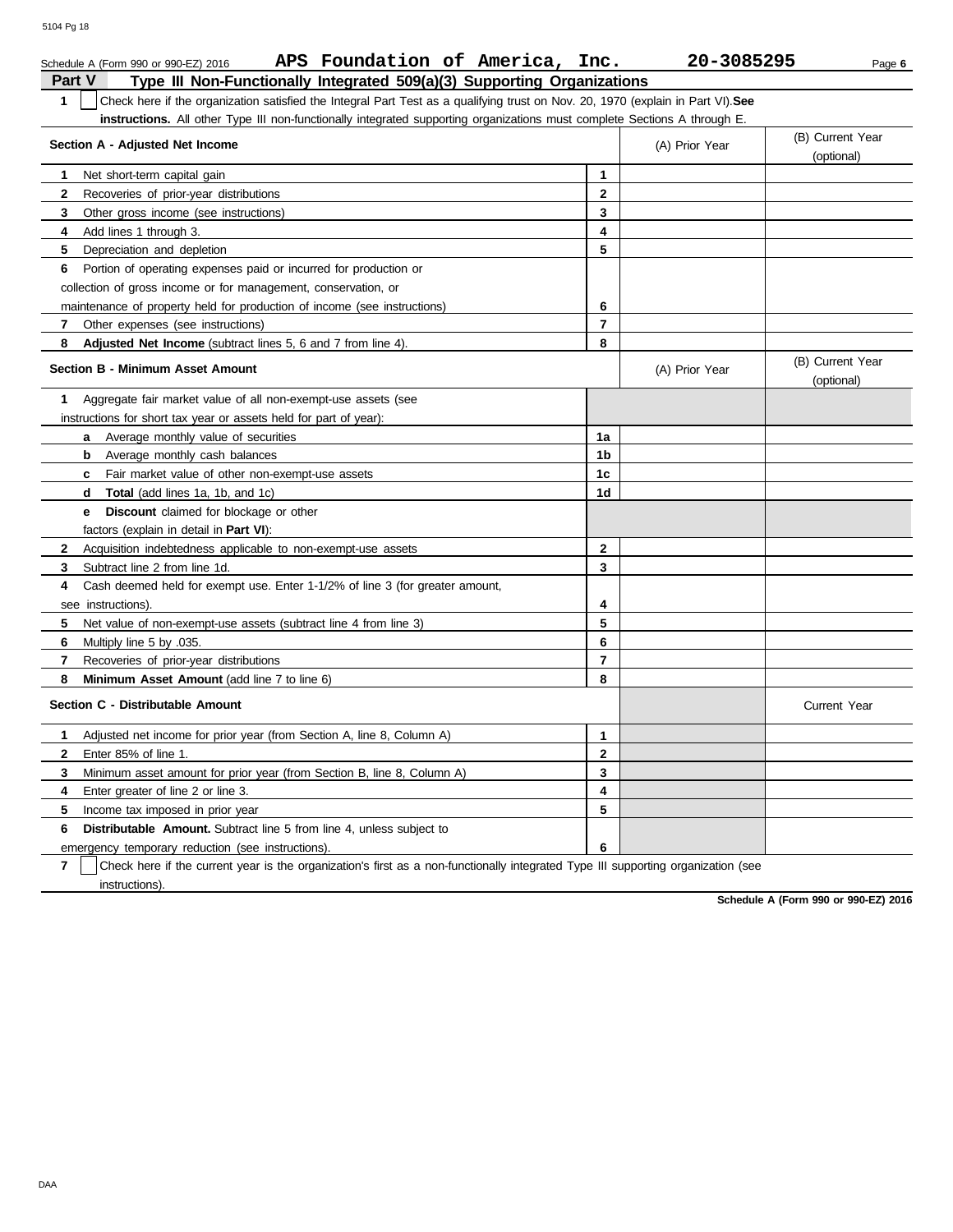Schedule A (Form 990 or 990-EZ) 2016 **APS Foundation of America, Inc.** **20-3085295** Page **6**

## Part V Type III Non-Functionally Integrated 509(a)(3) Supporting Organizations

**1** ☐ Check here if the organization satisfied the Integral Part Test as a qualifying trust on Nov. 20, 1970 (explain in Part VI). **See instructions.** All other Type III non-functionally integrated supporting organizations must complete Sections A through E.

| Section A - Adjusted Net Income | | (A) Prior Year | (B) Current Year (optional) |
|---|---|---|---|
| **1** Net short-term capital gain | **1** | | |
| **2** Recoveries of prior-year distributions | **2** | | |
| **3** Other gross income (see instructions) | **3** | | |
| **4** Add lines 1 through 3. | **4** | | |
| **5** Depreciation and depletion | **5** | | |
| **6** Portion of operating expenses paid or incurred for production or collection of gross income or for management, conservation, or maintenance of property held for production of income (see instructions) | **6** | | |
| **7** Other expenses (see instructions) | **7** | | |
| **8** **Adjusted Net Income** (subtract lines 5, 6 and 7 from line 4). | **8** | | |

| Section B - Minimum Asset Amount | | (A) Prior Year | (B) Current Year (optional) |
|---|---|---|---|
| **1** Aggregate fair market value of all non-exempt-use assets (see instructions for short tax year or assets held for part of year): | | | |
| **a** Average monthly value of securities | **1a** | | |
| **b** Average monthly cash balances | **1b** | | |
| **c** Fair market value of other non-exempt-use assets | **1c** | | |
| **d** **Total** (add lines 1a, 1b, and 1c) | **1d** | | |
| **e** **Discount** claimed for blockage or other factors (explain in detail in **Part VI**): | | | |
| **2** Acquisition indebtedness applicable to non-exempt-use assets | **2** | | |
| **3** Subtract line 2 from line 1d. | **3** | | |
| **4** Cash deemed held for exempt use. Enter 1-1/2% of line 3 (for greater amount, see instructions). | **4** | | |
| **5** Net value of non-exempt-use assets (subtract line 4 from line 3) | **5** | | |
| **6** Multiply line 5 by .035. | **6** | | |
| **7** Recoveries of prior-year distributions | **7** | | |
| **8** **Minimum Asset Amount** (add line 7 to line 6) | **8** | | |

| Section C - Distributable Amount | | | Current Year |
|---|---|---|---|
| **1** Adjusted net income for prior year (from Section A, line 8, Column A) | **1** | | |
| **2** Enter 85% of line 1. | **2** | | |
| **3** Minimum asset amount for prior year (from Section B, line 8, Column A) | **3** | | |
| **4** Enter greater of line 2 or line 3. | **4** | | |
| **5** Income tax imposed in prior year | **5** | | |
| **6** **Distributable Amount.** Subtract line 5 from line 4, unless subject to emergency temporary reduction (see instructions). | **6** | | |

**7** ☐ Check here if the current year is the organization's first as a non-functionally integrated Type III supporting organization (see instructions).

**Schedule A (Form 990 or 990-EZ) 2016**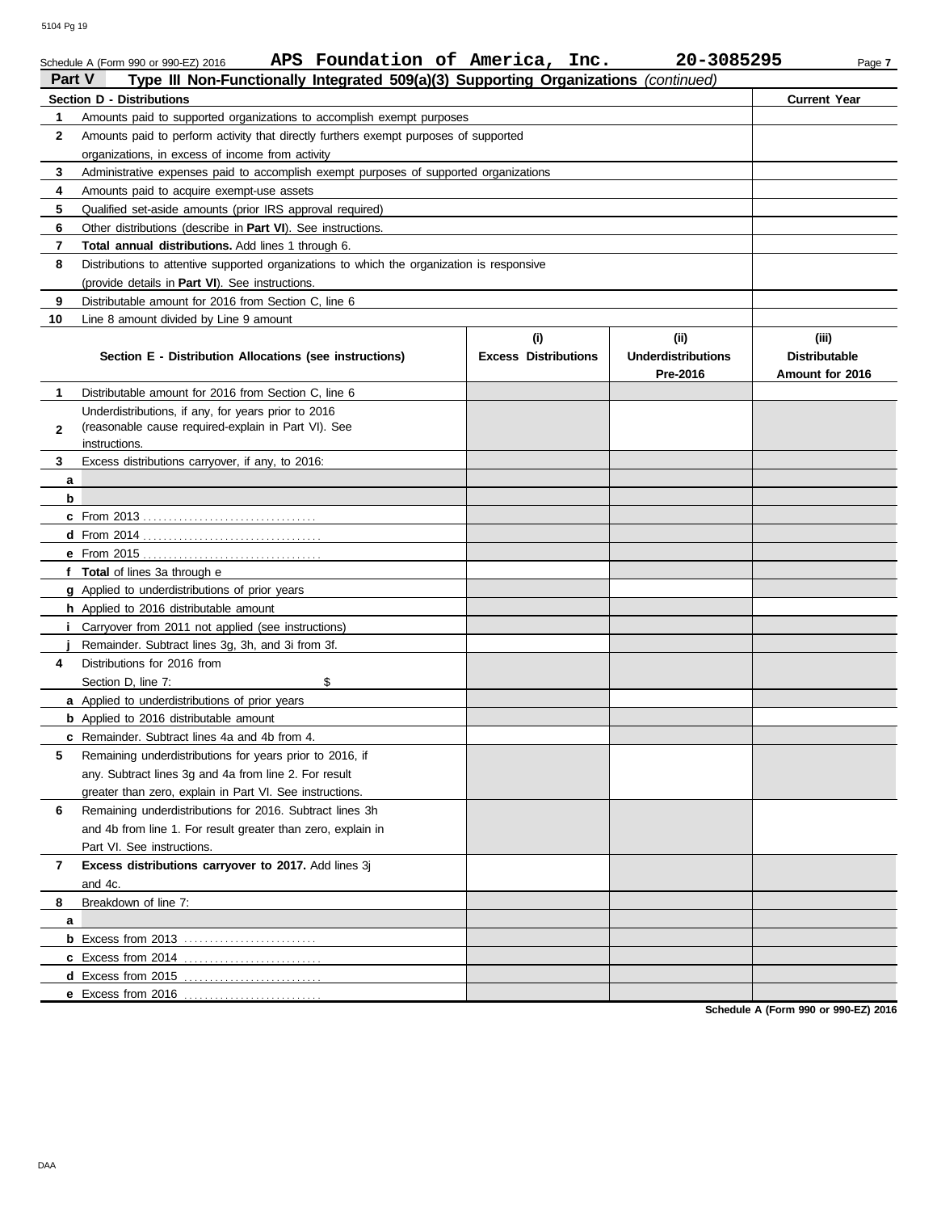Schedule A (Form 990 or 990-EZ) 2016 **APS Foundation of America, Inc.** **20-3085295** Page **7**

## Part V Type III Non-Functionally Integrated 509(a)(3) Supporting Organizations *(continued)*

| Section D - Distributions | | Current Year |
|---|---|---|
| 1 | Amounts paid to supported organizations to accomplish exempt purposes | |
| 2 | Amounts paid to perform activity that directly furthers exempt purposes of supported organizations, in excess of income from activity | |
| 3 | Administrative expenses paid to accomplish exempt purposes of supported organizations | |
| 4 | Amounts paid to acquire exempt-use assets | |
| 5 | Qualified set-aside amounts (prior IRS approval required) | |
| 6 | Other distributions (describe in **Part VI**). See instructions. | |
| 7 | **Total annual distributions.** Add lines 1 through 6. | |
| 8 | Distributions to attentive supported organizations to which the organization is responsive (provide details in **Part VI**). See instructions. | |
| 9 | Distributable amount for 2016 from Section C, line 6 | |
| 10 | Line 8 amount divided by Line 9 amount | |

| | Section E - Distribution Allocations (see instructions) | (i) Excess Distributions | (ii) Underdistributions Pre-2016 | (iii) Distributable Amount for 2016 |
|---|---|---|---|---|
| 1 | Distributable amount for 2016 from Section C, line 6 | | | |
| 2 | Underdistributions, if any, for years prior to 2016 (reasonable cause required-explain in Part VI). See instructions. | | | |
| 3 | Excess distributions carryover, if any, to 2016: | | | |
| a | | | | |
| b | | | | |
| c | From 2013 | | | |
| d | From 2014 | | | |
| e | From 2015 | | | |
| f | **Total** of lines 3a through e | | | |
| g | Applied to underdistributions of prior years | | | |
| h | Applied to 2016 distributable amount | | | |
| i | Carryover from 2011 not applied (see instructions) | | | |
| j | Remainder. Subtract lines 3g, 3h, and 3i from 3f. | | | |
| 4 | Distributions for 2016 from Section D, line 7: $ | | | |
| a | Applied to underdistributions of prior years | | | |
| b | Applied to 2016 distributable amount | | | |
| c | Remainder. Subtract lines 4a and 4b from 4. | | | |
| 5 | Remaining underdistributions for years prior to 2016, if any. Subtract lines 3g and 4a from line 2. For result greater than zero, explain in Part VI. See instructions. | | | |
| 6 | Remaining underdistributions for 2016. Subtract lines 3h and 4b from line 1. For result greater than zero, explain in Part VI. See instructions. | | | |
| 7 | **Excess distributions carryover to 2017.** Add lines 3j and 4c. | | | |
| 8 | Breakdown of line 7: | | | |
| a | | | | |
| b | Excess from 2013 | | | |
| c | Excess from 2014 | | | |
| d | Excess from 2015 | | | |
| e | Excess from 2016 | | | |

**Schedule A (Form 990 or 990-EZ) 2016**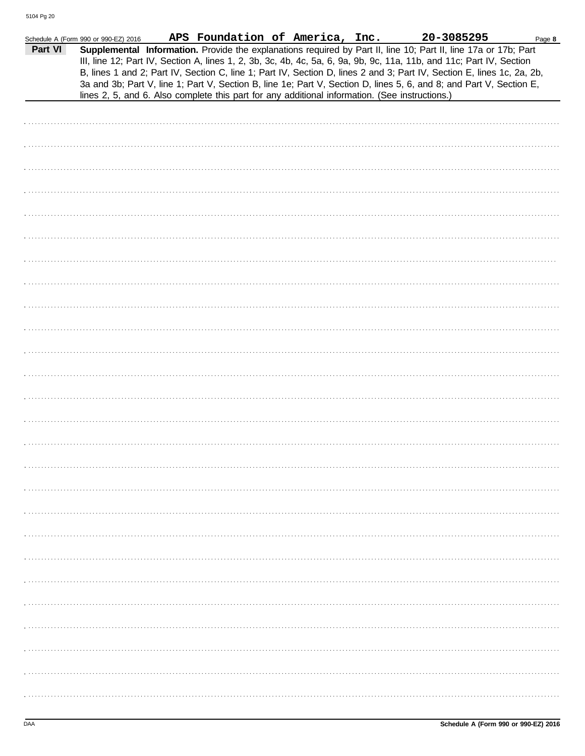Schedule A (Form 990 or 990-EZ) 2016 **APS Foundation of America, Inc.** **20-3085295** Page **8**

**Part VI** **Supplemental Information.** Provide the explanations required by Part II, line 10; Part II, line 17a or 17b; Part III, line 12; Part IV, Section A, lines 1, 2, 3b, 3c, 4b, 4c, 5a, 6, 9a, 9b, 9c, 11a, 11b, and 11c; Part IV, Section B, lines 1 and 2; Part IV, Section C, line 1; Part IV, Section D, lines 2 and 3; Part IV, Section E, lines 1c, 2a, 2b, 3a and 3b; Part V, line 1; Part V, Section B, line 1e; Part V, Section D, lines 5, 6, and 8; and Part V, Section E, lines 2, 5, and 6. Also complete this part for any additional information. (See instructions.)

DAA **Schedule A (Form 990 or 990-EZ) 2016**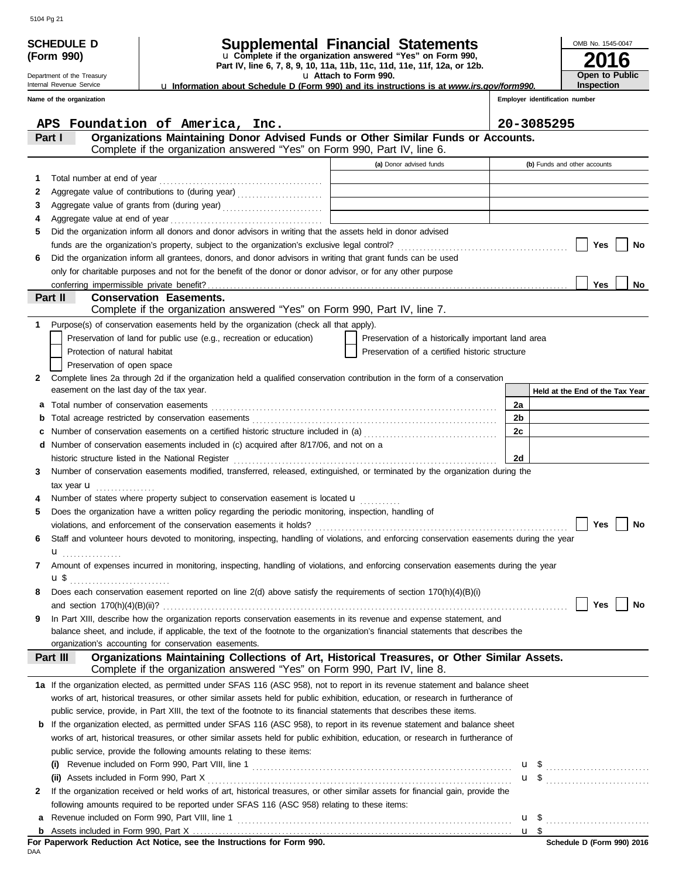**SCHEDULE D (Form 990)**

Department of the Treasury
Internal Revenue Service

# Supplemental Financial Statements

u Complete if the organization answered "Yes" on Form 990, Part IV, line 6, 7, 8, 9, 10, 11a, 11b, 11c, 11d, 11e, 11f, 12a, or 12b.

u Attach to Form 990.

u Information about Schedule D (Form 990) and its instructions is at *www.irs.gov/form990.*

OMB No. 1545-0047

**2016**

**Open to Public Inspection**

**Name of the organization:** APS Foundation of America, Inc.

**Employer identification number:** 20-3085295

## Part I Organizations Maintaining Donor Advised Funds or Other Similar Funds or Accounts.

Complete if the organization answered "Yes" on Form 990, Part IV, line 6.

| | | (a) Donor advised funds | (b) Funds and other accounts |
|---|---|---|---|
| 1 | Total number at end of year | | |
| 2 | Aggregate value of contributions to (during year) | | |
| 3 | Aggregate value of grants from (during year) | | |
| 4 | Aggregate value at end of year | | |

5 Did the organization inform all donors and donor advisors in writing that the assets held in donor advised funds are the organization's property, subject to the organization's exclusive legal control? ☐ Yes ☐ No

6 Did the organization inform all grantees, donors, and donor advisors in writing that grant funds can be used only for charitable purposes and not for the benefit of the donor or donor advisor, or for any other purpose conferring impermissible private benefit? ☐ Yes ☐ No

## Part II Conservation Easements.

Complete if the organization answered "Yes" on Form 990, Part IV, line 7.

1 Purpose(s) of conservation easements held by the organization (check all that apply).

- ☐ Preservation of land for public use (e.g., recreation or education)
- ☐ Protection of natural habitat
- ☐ Preservation of open space
- ☐ Preservation of a historically important land area
- ☐ Preservation of a certified historic structure

2 Complete lines 2a through 2d if the organization held a qualified conservation contribution in the form of a conservation easement on the last day of the tax year.

| | | | Held at the End of the Tax Year |
|---|---|---|---|
| a | Total number of conservation easements | 2a | |
| b | Total acreage restricted by conservation easements | 2b | |
| c | Number of conservation easements on a certified historic structure included in (a) | 2c | |
| d | Number of conservation easements included in (c) acquired after 8/17/06, and not on a historic structure listed in the National Register | 2d | |

3 Number of conservation easements modified, transferred, released, extinguished, or terminated by the organization during the tax year u

4 Number of states where property subject to conservation easement is located u

5 Does the organization have a written policy regarding the periodic monitoring, inspection, handling of violations, and enforcement of the conservation easements it holds? ☐ Yes ☐ No

6 Staff and volunteer hours devoted to monitoring, inspecting, handling of violations, and enforcing conservation easements during the year u

7 Amount of expenses incurred in monitoring, inspecting, handling of violations, and enforcing conservation easements during the year u $

8 Does each conservation easement reported on line 2(d) above satisfy the requirements of section 170(h)(4)(B)(i) and section 170(h)(4)(B)(ii)? ☐ Yes ☐ No

9 In Part XIII, describe how the organization reports conservation easements in its revenue and expense statement, and balance sheet, and include, if applicable, the text of the footnote to the organization's financial statements that describes the organization's accounting for conservation easements.

## Part III Organizations Maintaining Collections of Art, Historical Treasures, or Other Similar Assets.

Complete if the organization answered "Yes" on Form 990, Part IV, line 8.

1a If the organization elected, as permitted under SFAS 116 (ASC 958), not to report in its revenue statement and balance sheet works of art, historical treasures, or other similar assets held for public exhibition, education, or research in furtherance of public service, provide, in Part XIII, the text of the footnote to its financial statements that describes these items.

b If the organization elected, as permitted under SFAS 116 (ASC 958), to report in its revenue statement and balance sheet works of art, historical treasures, or other similar assets held for public exhibition, education, or research in furtherance of public service, provide the following amounts relating to these items:

(i) Revenue included on Form 990, Part VIII, line 1 u $

(ii) Assets included in Form 990, Part X u $

2 If the organization received or held works of art, historical treasures, or other similar assets for financial gain, provide the following amounts required to be reported under SFAS 116 (ASC 958) relating to these items:

a Revenue included on Form 990, Part VIII, line 1 u $

b Assets included in Form 990, Part X u $

**For Paperwork Reduction Act Notice, see the Instructions for Form 990.**

DAA

**Schedule D (Form 990) 2016**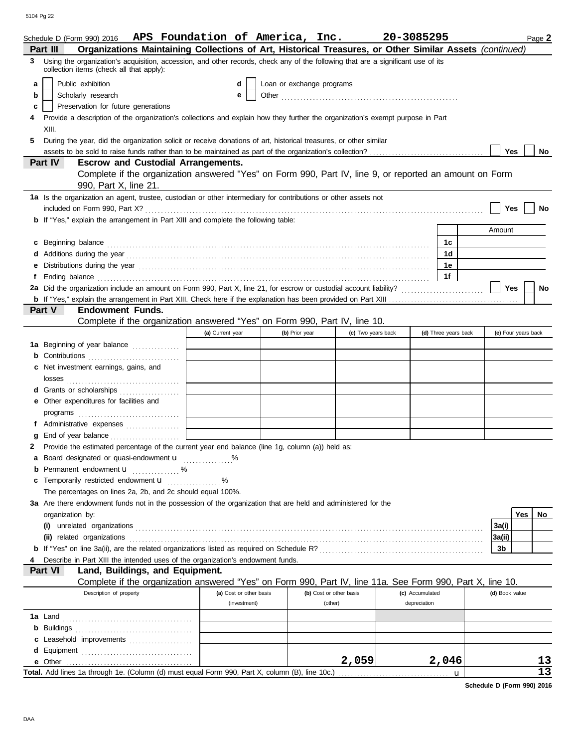Schedule D (Form 990) 2016 **APS Foundation of America, Inc.** **20-3085295** Page **2**

## Part III Organizations Maintaining Collections of Art, Historical Treasures, or Other Similar Assets *(continued)*

**3** Using the organization's acquisition, accession, and other records, check any of the following that are a significant use of its collection items (check all that apply):

- **a** ☐ Public exhibition
- **b** ☐ Scholarly research
- **c** ☐ Preservation for future generations
- **d** ☐ Loan or exchange programs
- **e** ☐ Other

**4** Provide a description of the organization's collections and explain how they further the organization's exempt purpose in Part XIII.

**5** During the year, did the organization solicit or receive donations of art, historical treasures, or other similar assets to be sold to raise funds rather than to be maintained as part of the organization's collection? ☐ Yes ☐ No

## Part IV Escrow and Custodial Arrangements.

Complete if the organization answered "Yes" on Form 990, Part IV, line 9, or reported an amount on Form 990, Part X, line 21.

**1a** Is the organization an agent, trustee, custodian or other intermediary for contributions or other assets not included on Form 990, Part X? ☐ Yes ☐ No

**b** If "Yes," explain the arrangement in Part XIII and complete the following table:

| | | Amount |
|---|---|---|
| **c** Beginning balance | 1c | |
| **d** Additions during the year | 1d | |
| **e** Distributions during the year | 1e | |
| **f** Ending balance | 1f | |

**2a** Did the organization include an amount on Form 990, Part X, line 21, for escrow or custodial account liability? ☐ Yes ☐ No

**b** If "Yes," explain the arrangement in Part XIII. Check here if the explanation has been provided on Part XIII ☐

## Part V Endowment Funds.

Complete if the organization answered "Yes" on Form 990, Part IV, line 10.

| | (a) Current year | (b) Prior year | (c) Two years back | (d) Three years back | (e) Four years back |
|---|---|---|---|---|---|
| **1a** Beginning of year balance | | | | | |
| **b** Contributions | | | | | |
| **c** Net investment earnings, gains, and losses | | | | | |
| **d** Grants or scholarships | | | | | |
| **e** Other expenditures for facilities and programs | | | | | |
| **f** Administrative expenses | | | | | |
| **g** End of year balance | | | | | |

**2** Provide the estimated percentage of the current year end balance (line 1g, column (a)) held as:

- **a** Board designated or quasi-endowment ___ %
- **b** Permanent endowment ___ %
- **c** Temporarily restricted endowment ___ %

The percentages on lines 2a, 2b, and 2c should equal 100%.

**3a** Are there endowment funds not in the possession of the organization that are held and administered for the organization by:

| | | Yes | No |
|---|---|---|---|
| **(i)** unrelated organizations | 3a(i) | | |
| **(ii)** related organizations | 3a(ii) | | |
| **b** If "Yes" on line 3a(ii), are the related organizations listed as required on Schedule R? | 3b | | |

**4** Describe in Part XIII the intended uses of the organization's endowment funds.

## Part VI Land, Buildings, and Equipment.

Complete if the organization answered "Yes" on Form 990, Part IV, line 11a. See Form 990, Part X, line 10.

| Description of property | (a) Cost or other basis (investment) | (b) Cost or other basis (other) | (c) Accumulated depreciation | (d) Book value |
|---|---|---|---|---|
| **1a** Land | | | | |
| **b** Buildings | | | | |
| **c** Leasehold improvements | | | | |
| **d** Equipment | | | | |
| **e** Other | | 2,059 | 2,046 | 13 |
| **Total.** Add lines 1a through 1e. (Column (d) must equal Form 990, Part X, column (B), line 10c.) | | | | 13 |

**Schedule D (Form 990) 2016**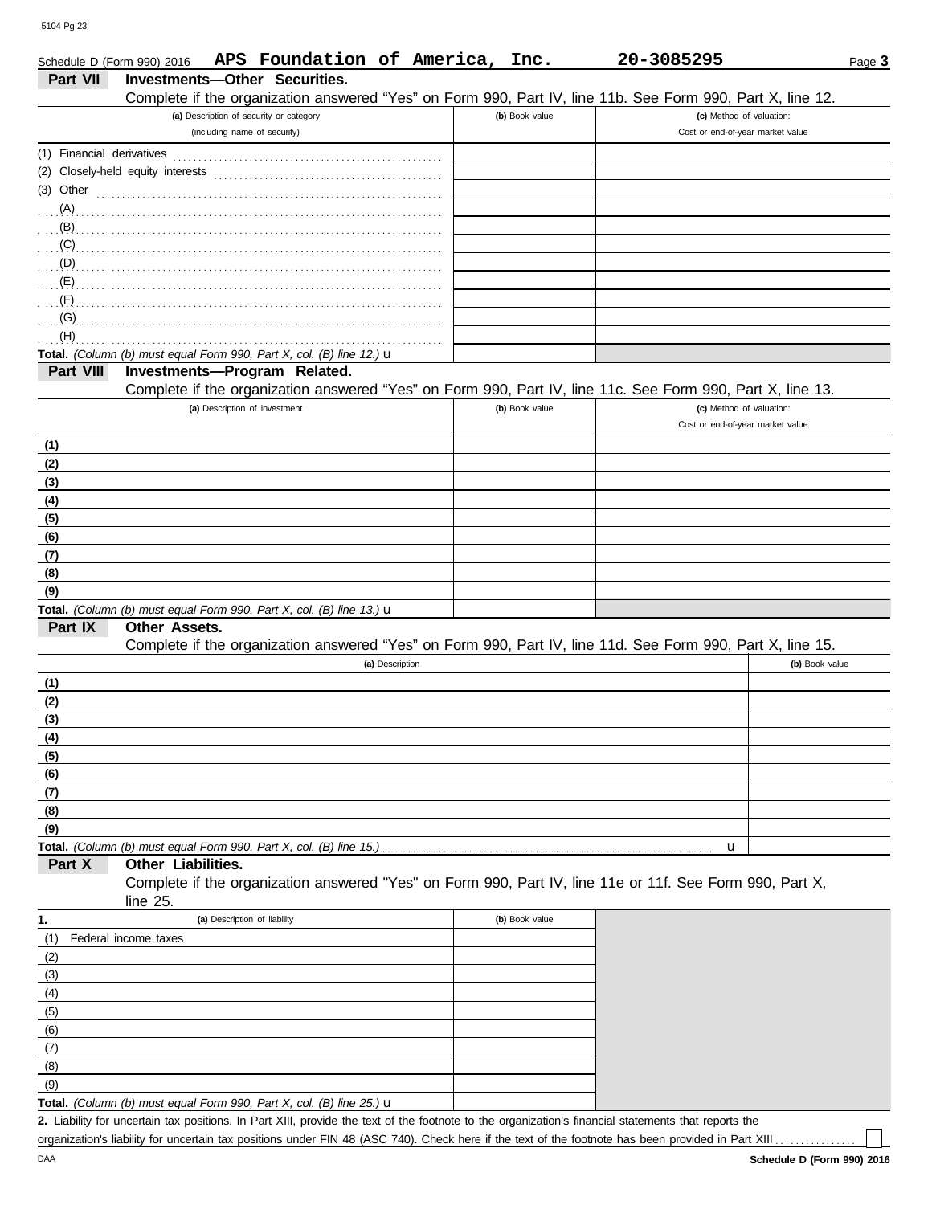Schedule D (Form 990) 2016 **APS Foundation of America, Inc.** **20-3085295** Page **3**

## Part VII Investments—Other Securities.

Complete if the organization answered "Yes" on Form 990, Part IV, line 11b. See Form 990, Part X, line 12.

| (a) Description of security or category (including name of security) | (b) Book value | (c) Method of valuation: Cost or end-of-year market value |
|---|---|---|
| (1) Financial derivatives | | |
| (2) Closely-held equity interests | | |
| (3) Other | | |
| (A) | | |
| (B) | | |
| (C) | | |
| (D) | | |
| (E) | | |
| (F) | | |
| (G) | | |
| (H) | | |
| **Total.** *(Column (b) must equal Form 990, Part X, col. (B) line 12.)* u | | |

## Part VIII Investments—Program Related.

Complete if the organization answered "Yes" on Form 990, Part IV, line 11c. See Form 990, Part X, line 13.

| (a) Description of investment | (b) Book value | (c) Method of valuation: Cost or end-of-year market value |
|---|---|---|
| (1) | | |
| (2) | | |
| (3) | | |
| (4) | | |
| (5) | | |
| (6) | | |
| (7) | | |
| (8) | | |
| (9) | | |
| **Total.** *(Column (b) must equal Form 990, Part X, col. (B) line 13.)* u | | |

## Part IX Other Assets.

Complete if the organization answered "Yes" on Form 990, Part IV, line 11d. See Form 990, Part X, line 15.

| (a) Description | (b) Book value |
|---|---|
| (1) | |
| (2) | |
| (3) | |
| (4) | |
| (5) | |
| (6) | |
| (7) | |
| (8) | |
| (9) | |
| **Total.** *(Column (b) must equal Form 990, Part X, col. (B) line 15.)* u | |

## Part X Other Liabilities.

Complete if the organization answered "Yes" on Form 990, Part IV, line 11e or 11f. See Form 990, Part X, line 25.

| 1. (a) Description of liability | (b) Book value |
|---|---|
| (1) Federal income taxes | |
| (2) | |
| (3) | |
| (4) | |
| (5) | |
| (6) | |
| (7) | |
| (8) | |
| (9) | |
| **Total.** *(Column (b) must equal Form 990, Part X, col. (B) line 25.)* u | |

**2.** Liability for uncertain tax positions. In Part XIII, provide the text of the footnote to the organization's financial statements that reports the organization's liability for uncertain tax positions under FIN 48 (ASC 740). Check here if the text of the footnote has been provided in Part XIII ☐

DAA **Schedule D (Form 990) 2016**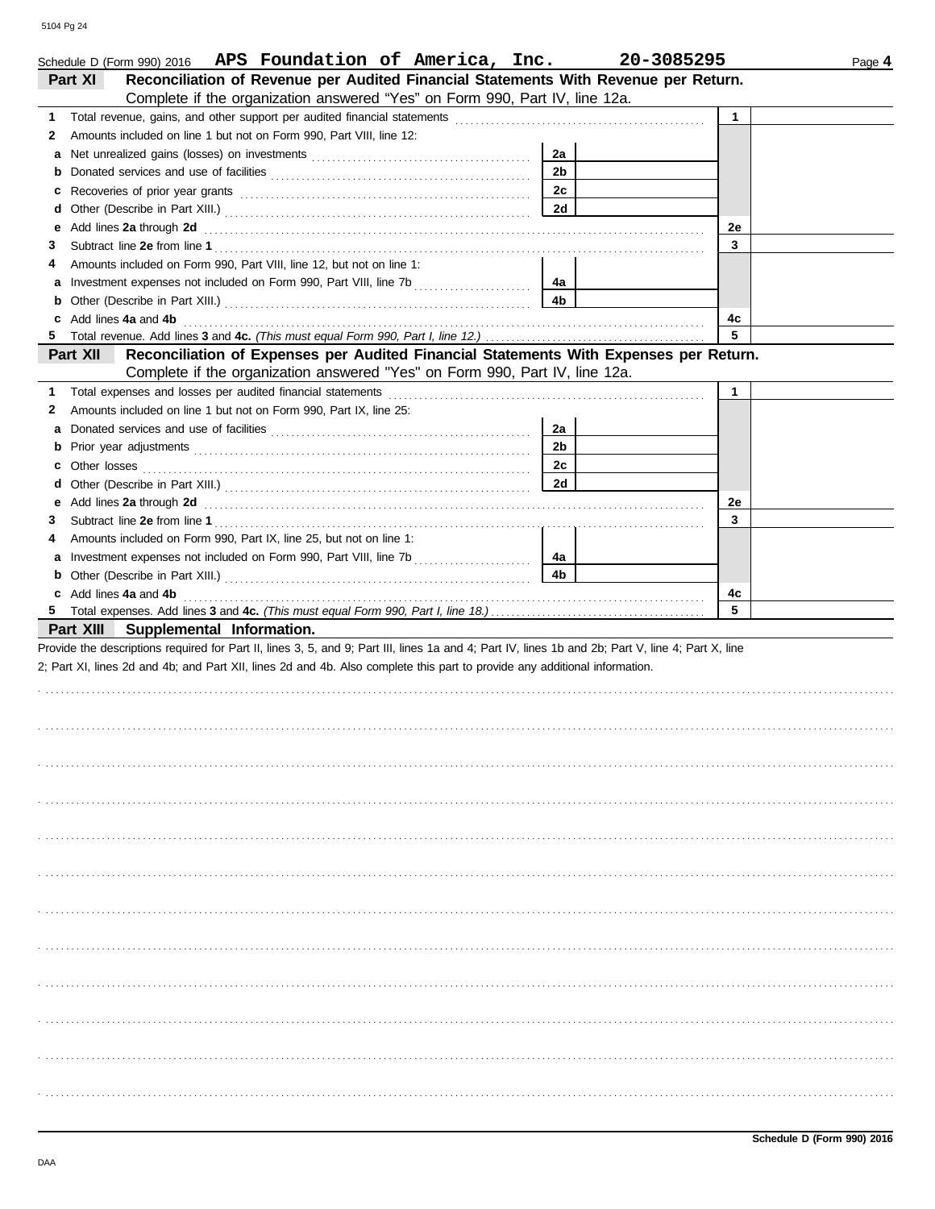Schedule D (Form 990) 2016 **APS Foundation of America, Inc.** **20-3085295** Page **4**

## Part XI Reconciliation of Revenue per Audited Financial Statements With Revenue per Return.

Complete if the organization answered "Yes" on Form 990, Part IV, line 12a.

| | | | | | |
|---|---|---|---|---|---|
| **1** | Total revenue, gains, and other support per audited financial statements | | | 1 | |
| **2** | Amounts included on line 1 but not on Form 990, Part VIII, line 12: | | | | |
| **a** | Net unrealized gains (losses) on investments | 2a | | | |
| **b** | Donated services and use of facilities | 2b | | | |
| **c** | Recoveries of prior year grants | 2c | | | |
| **d** | Other (Describe in Part XIII.) | 2d | | | |
| **e** | Add lines **2a** through **2d** | | | 2e | |
| **3** | Subtract line **2e** from line **1** | | | 3 | |
| **4** | Amounts included on Form 990, Part VIII, line 12, but not on line 1: | | | | |
| **a** | Investment expenses not included on Form 990, Part VIII, line 7b | 4a | | | |
| **b** | Other (Describe in Part XIII.) | 4b | | | |
| **c** | Add lines **4a** and **4b** | | | 4c | |
| **5** | Total revenue. Add lines **3** and **4c.** *(This must equal Form 990, Part I, line 12.)* | | | 5 | |

## Part XII Reconciliation of Expenses per Audited Financial Statements With Expenses per Return.

Complete if the organization answered "Yes" on Form 990, Part IV, line 12a.

| | | | | | |
|---|---|---|---|---|---|
| **1** | Total expenses and losses per audited financial statements | | | 1 | |
| **2** | Amounts included on line 1 but not on Form 990, Part IX, line 25: | | | | |
| **a** | Donated services and use of facilities | 2a | | | |
| **b** | Prior year adjustments | 2b | | | |
| **c** | Other losses | 2c | | | |
| **d** | Other (Describe in Part XIII.) | 2d | | | |
| **e** | Add lines **2a** through **2d** | | | 2e | |
| **3** | Subtract line **2e** from line **1** | | | 3 | |
| **4** | Amounts included on Form 990, Part IX, line 25, but not on line 1: | | | | |
| **a** | Investment expenses not included on Form 990, Part VIII, line 7b | 4a | | | |
| **b** | Other (Describe in Part XIII.) | 4b | | | |
| **c** | Add lines **4a** and **4b** | | | 4c | |
| **5** | Total expenses. Add lines **3** and **4c.** *(This must equal Form 990, Part I, line 18.)* | | | 5 | |

## Part XIII Supplemental Information.

Provide the descriptions required for Part II, lines 3, 5, and 9; Part III, lines 1a and 4; Part IV, lines 1b and 2b; Part V, line 4; Part X, line 2; Part XI, lines 2d and 4b; and Part XII, lines 2d and 4b. Also complete this part to provide any additional information.

Schedule D (Form 990) 2016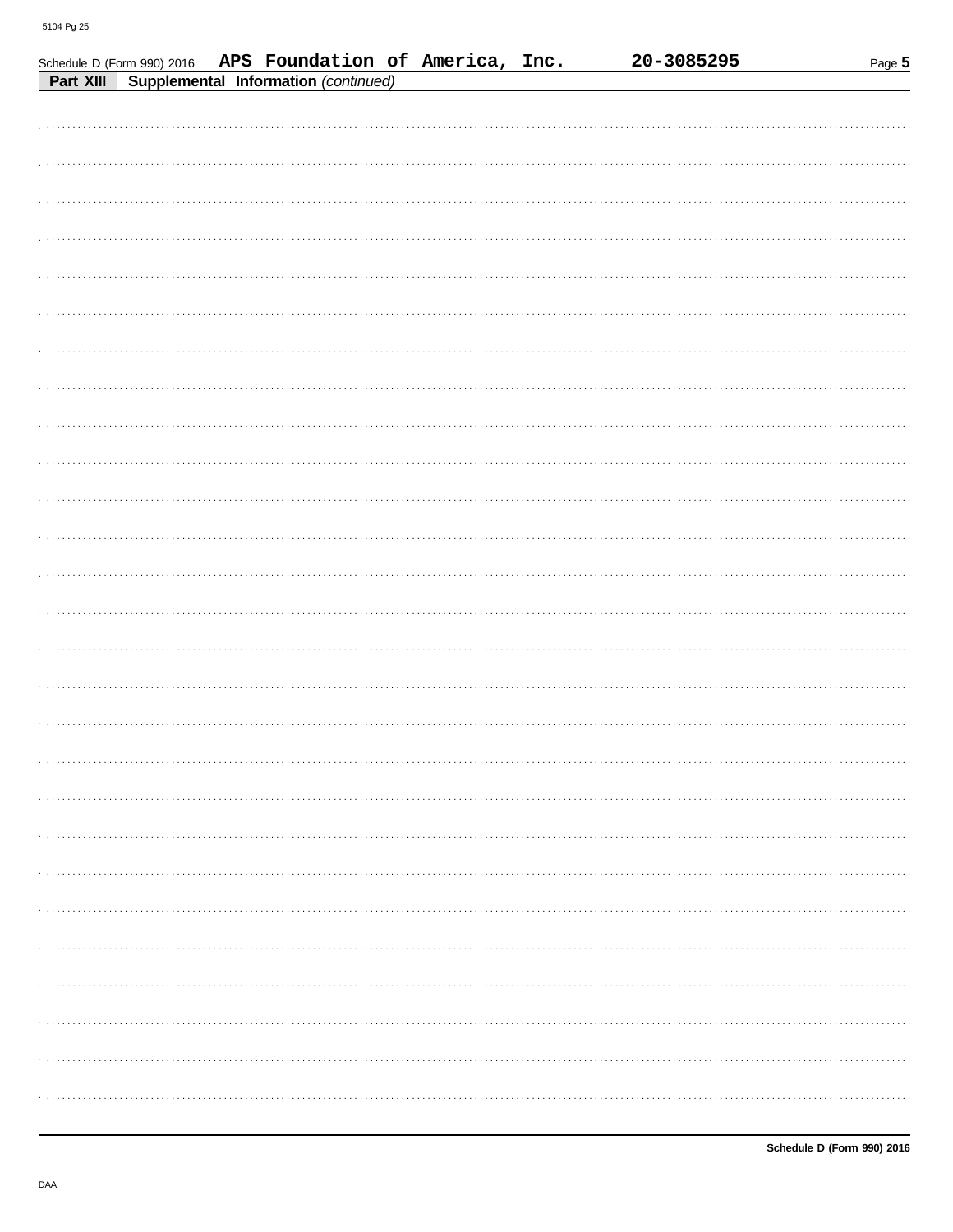Schedule D (Form 990) 2016 APS Foundation of America, Inc. 20-3085295

## Part XIII Supplemental Information *(continued)*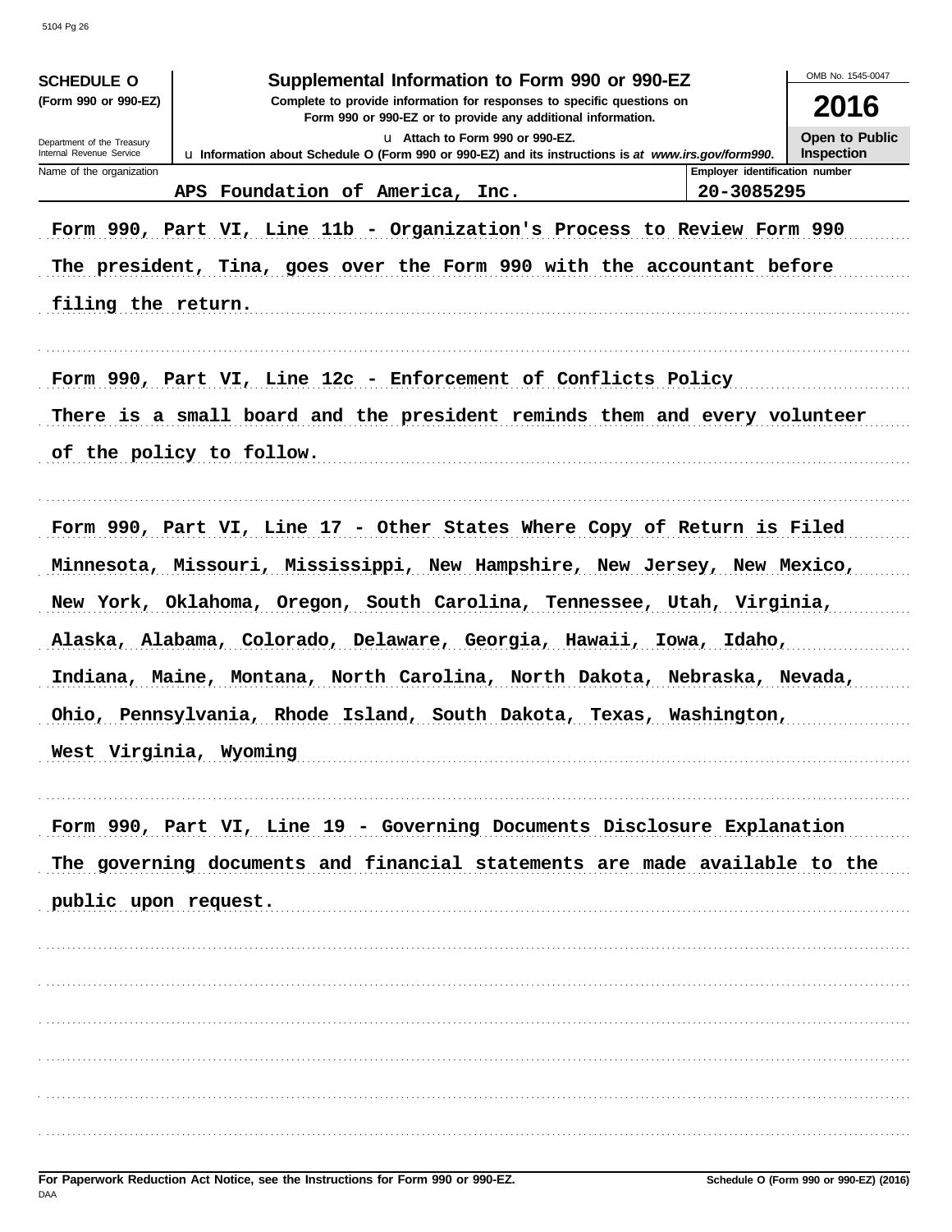**SCHEDULE O (Form 990 or 990-EZ)**

Department of the Treasury
Internal Revenue Service

# Supplemental Information to Form 990 or 990-EZ

**Complete to provide information for responses to specific questions on Form 990 or 990-EZ or to provide any additional information.**

u Attach to Form 990 or 990-EZ.

u Information about Schedule O (Form 990 or 990-EZ) and its instructions is at *www.irs.gov/form990*.

OMB No. 1545-0047

**2016**

**Open to Public Inspection**

| Name of the organization | Employer identification number |
|---|---|
| APS Foundation of America, Inc. | 20-3085295 |

Form 990, Part VI, Line 11b - Organization's Process to Review Form 990

The president, Tina, goes over the Form 990 with the accountant before filing the return.

Form 990, Part VI, Line 12c - Enforcement of Conflicts Policy

There is a small board and the president reminds them and every volunteer of the policy to follow.

Form 990, Part VI, Line 17 - Other States Where Copy of Return is Filed

Minnesota, Missouri, Mississippi, New Hampshire, New Jersey, New Mexico, New York, Oklahoma, Oregon, South Carolina, Tennessee, Utah, Virginia, Alaska, Alabama, Colorado, Delaware, Georgia, Hawaii, Iowa, Idaho, Indiana, Maine, Montana, North Carolina, North Dakota, Nebraska, Nevada, Ohio, Pennsylvania, Rhode Island, South Dakota, Texas, Washington, West Virginia, Wyoming

Form 990, Part VI, Line 19 - Governing Documents Disclosure Explanation

The governing documents and financial statements are made available to the public upon request.

**For Paperwork Reduction Act Notice, see the Instructions for Form 990 or 990-EZ.** **Schedule O (Form 990 or 990-EZ) (2016)**

DAA